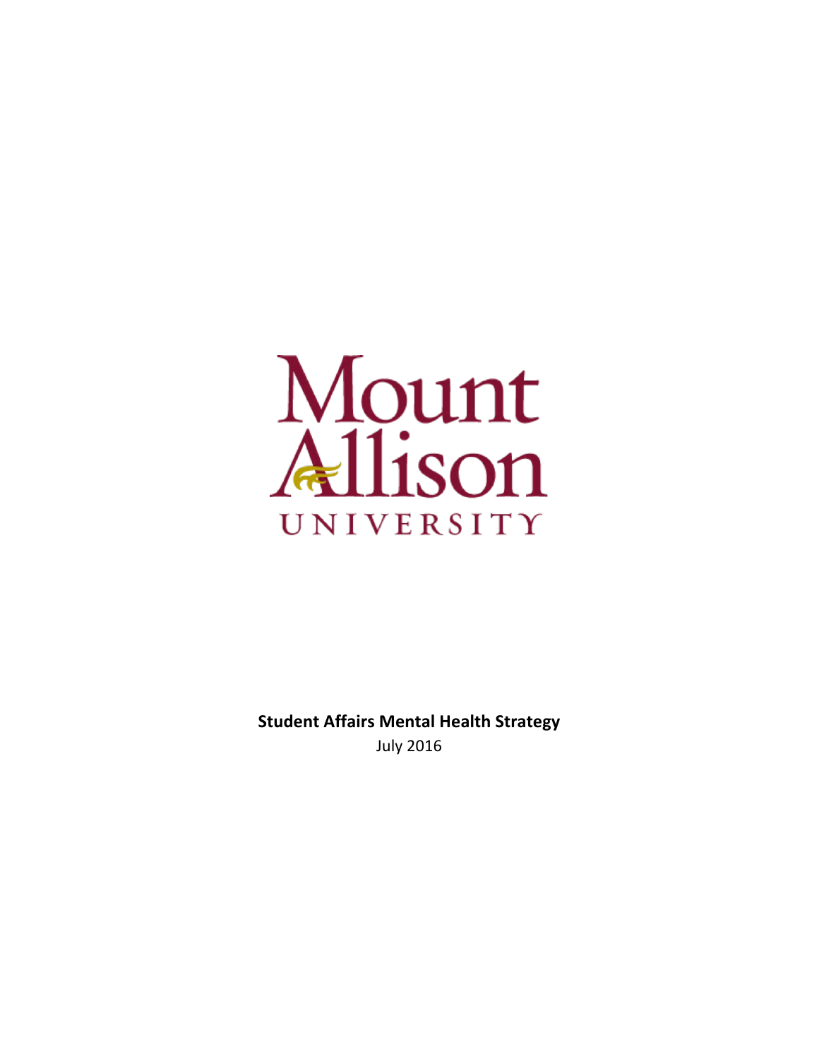Mount Allison UNIVERSITY

**Student Affairs Mental Health Strategy**

July 2016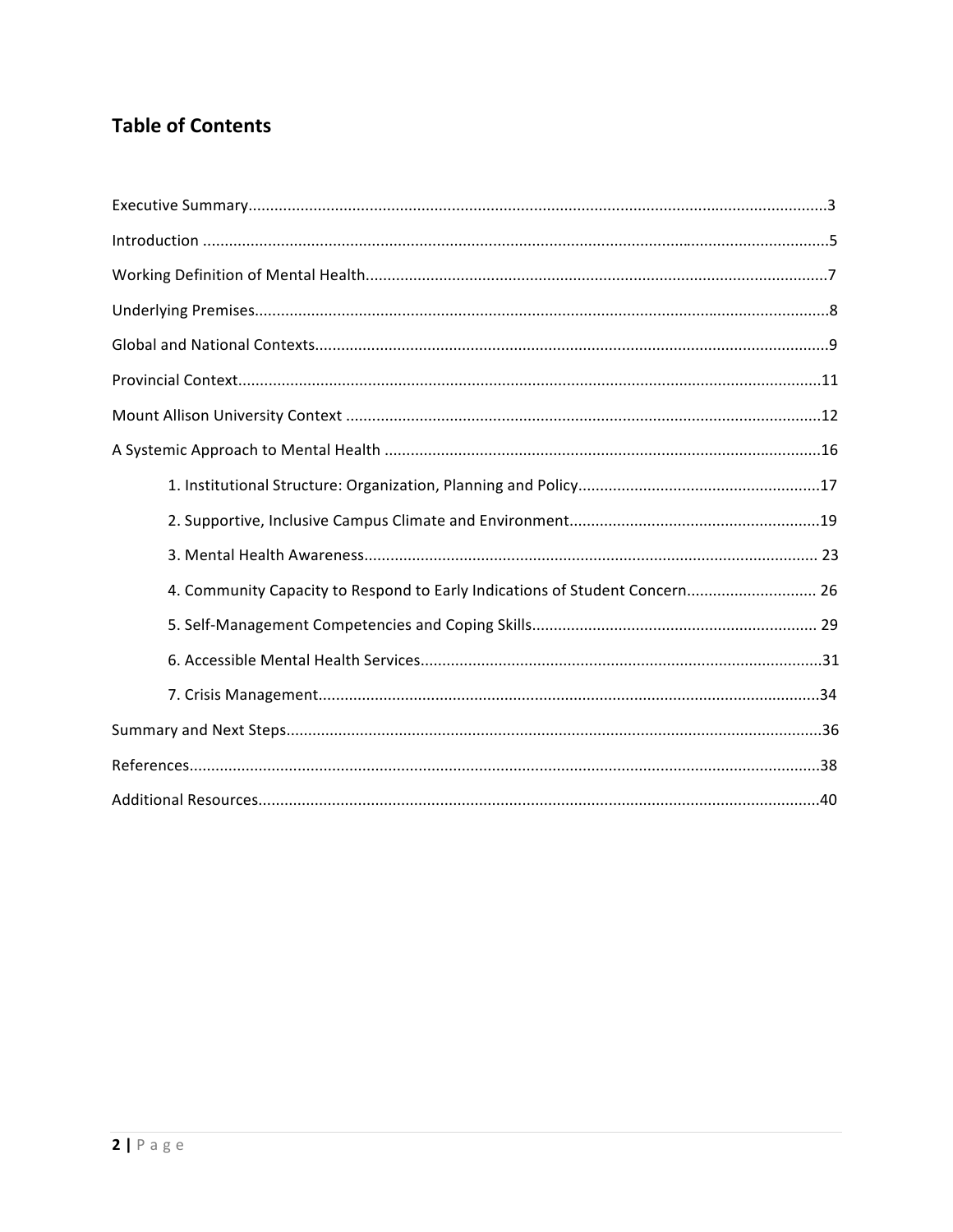## Table of Contents

Executive Summary....................................................................................................................................3

Introduction ..............................................................................................................................................5

Working Definition of Mental Health.........................................................................................................7

Underlying Premises...................................................................................................................................8

Global and National Contexts.....................................................................................................................9

Provincial Context.....................................................................................................................................11

Mount Allison University Context ............................................................................................................12

A Systemic Approach to Mental Health ...................................................................................................16

- 1. Institutional Structure: Organization, Planning and Policy.......................................................17
- 2. Supportive, Inclusive Campus Climate and Environment.........................................................19
- 3. Mental Health Awareness....................................................................................................... 23
- 4. Community Capacity to Respond to Early Indications of Student Concern.............................. 26
- 5. Self-Management Competencies and Coping Skills................................................................. 29
- 6. Accessible Mental Health Services............................................................................................31
- 7. Crisis Management...................................................................................................................34

Summary and Next Steps..........................................................................................................................36

References................................................................................................................................................38

Additional Resources................................................................................................................................40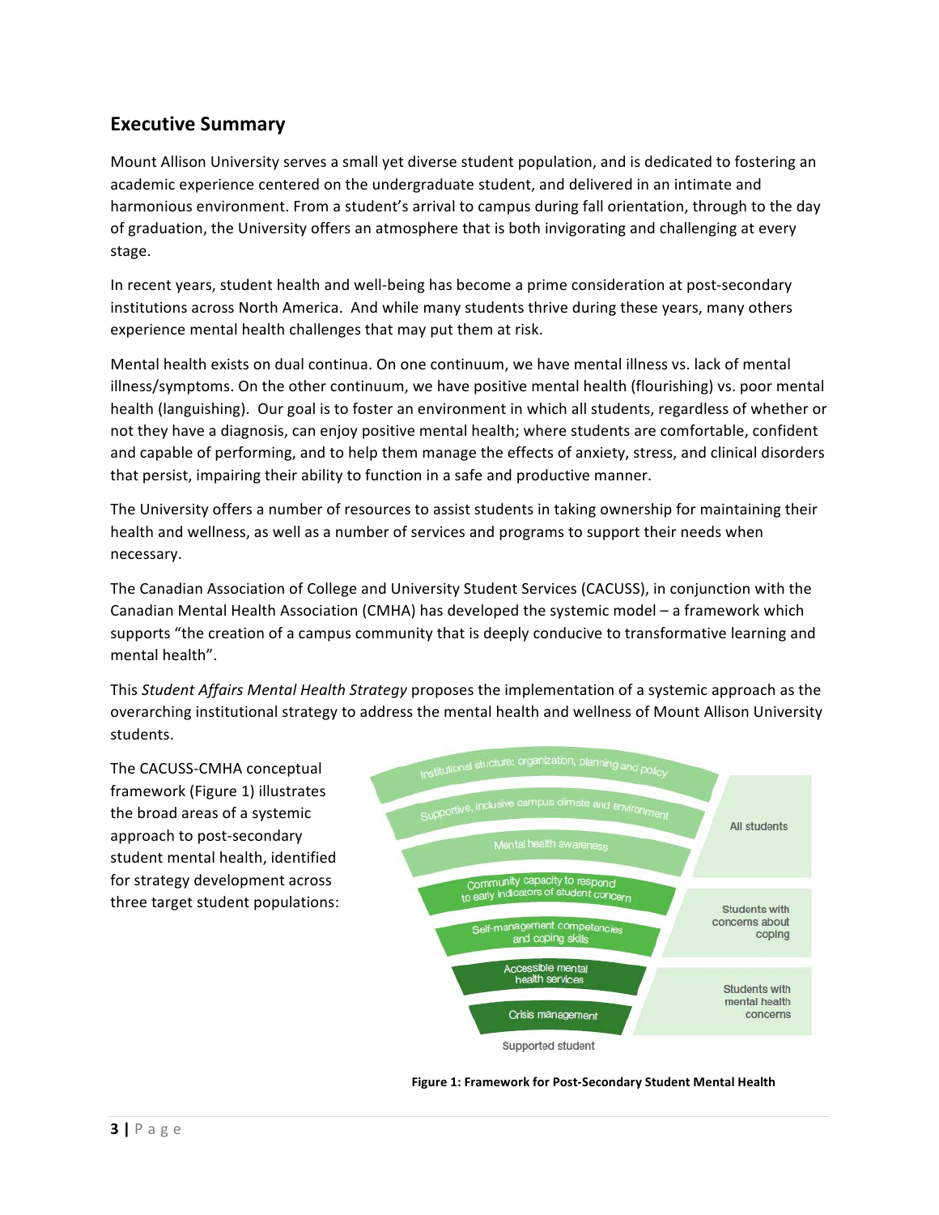## Executive Summary

Mount Allison University serves a small yet diverse student population, and is dedicated to fostering an academic experience centered on the undergraduate student, and delivered in an intimate and harmonious environment. From a student's arrival to campus during fall orientation, through to the day of graduation, the University offers an atmosphere that is both invigorating and challenging at every stage.

In recent years, student health and well-being has become a prime consideration at post-secondary institutions across North America. And while many students thrive during these years, many others experience mental health challenges that may put them at risk.

Mental health exists on dual continua. On one continuum, we have mental illness vs. lack of mental illness/symptoms. On the other continuum, we have positive mental health (flourishing) vs. poor mental health (languishing). Our goal is to foster an environment in which all students, regardless of whether or not they have a diagnosis, can enjoy positive mental health; where students are comfortable, confident and capable of performing, and to help them manage the effects of anxiety, stress, and clinical disorders that persist, impairing their ability to function in a safe and productive manner.

The University offers a number of resources to assist students in taking ownership for maintaining their health and wellness, as well as a number of services and programs to support their needs when necessary.

The Canadian Association of College and University Student Services (CACUSS), in conjunction with the Canadian Mental Health Association (CMHA) has developed the systemic model – a framework which supports "the creation of a campus community that is deeply conducive to transformative learning and mental health".

This *Student Affairs Mental Health Strategy* proposes the implementation of a systemic approach as the overarching institutional strategy to address the mental health and wellness of Mount Allison University students.

The CACUSS-CMHA conceptual framework (Figure 1) illustrates the broad areas of a systemic approach to post-secondary student mental health, identified for strategy development across three target student populations:

| Framework area | Target population |
| --- | --- |
| Institutional stucture: organization, planning and policy | All students |
| Supportive, inclusive campus climate and environment | All students |
| Mental health awareness | All students |
| Community capacity to respond to early indicators of student concern | Students with concerns about coping |
| Self-management competencies and coping skills | Students with concerns about coping |
| Accessible mental health services | Students with mental health concerns |
| Crisis management | Students with mental health concerns |
| Supported student | |

**Figure 1: Framework for Post-Secondary Student Mental Health**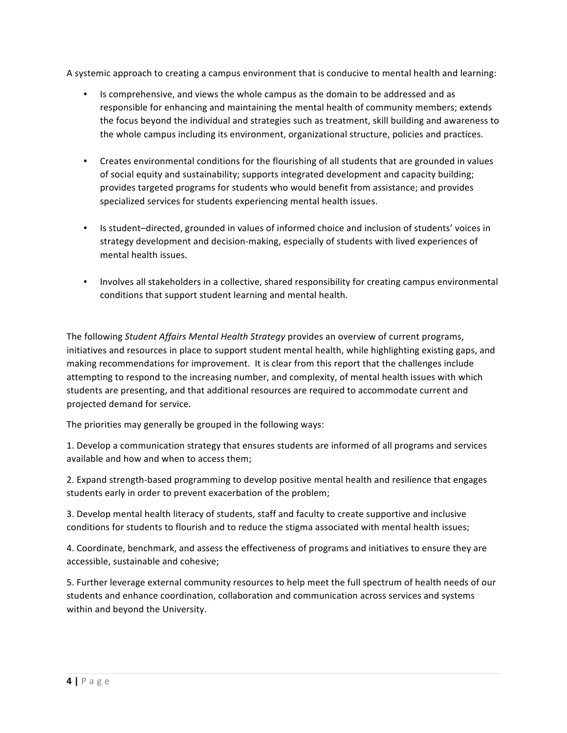A systemic approach to creating a campus environment that is conducive to mental health and learning:

- Is comprehensive, and views the whole campus as the domain to be addressed and as responsible for enhancing and maintaining the mental health of community members; extends the focus beyond the individual and strategies such as treatment, skill building and awareness to the whole campus including its environment, organizational structure, policies and practices.

- Creates environmental conditions for the flourishing of all students that are grounded in values of social equity and sustainability; supports integrated development and capacity building; provides targeted programs for students who would benefit from assistance; and provides specialized services for students experiencing mental health issues.

- Is student–directed, grounded in values of informed choice and inclusion of students' voices in strategy development and decision-making, especially of students with lived experiences of mental health issues.

- Involves all stakeholders in a collective, shared responsibility for creating campus environmental conditions that support student learning and mental health.

The following *Student Affairs Mental Health Strategy* provides an overview of current programs, initiatives and resources in place to support student mental health, while highlighting existing gaps, and making recommendations for improvement. It is clear from this report that the challenges include attempting to respond to the increasing number, and complexity, of mental health issues with which students are presenting, and that additional resources are required to accommodate current and projected demand for service.

The priorities may generally be grouped in the following ways:

1. Develop a communication strategy that ensures students are informed of all programs and services available and how and when to access them;

2. Expand strength-based programming to develop positive mental health and resilience that engages students early in order to prevent exacerbation of the problem;

3. Develop mental health literacy of students, staff and faculty to create supportive and inclusive conditions for students to flourish and to reduce the stigma associated with mental health issues;

4. Coordinate, benchmark, and assess the effectiveness of programs and initiatives to ensure they are accessible, sustainable and cohesive;

5. Further leverage external community resources to help meet the full spectrum of health needs of our students and enhance coordination, collaboration and communication across services and systems within and beyond the University.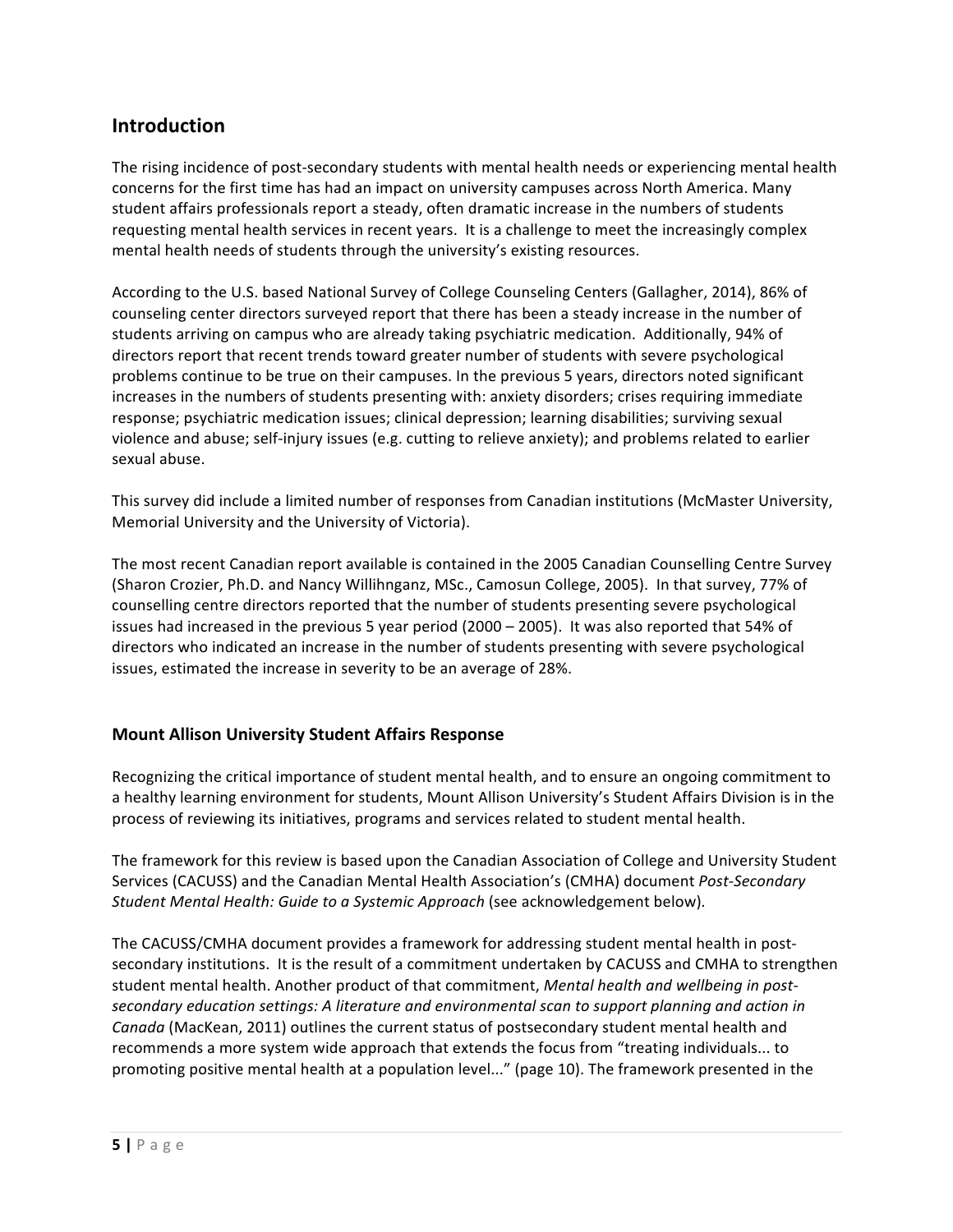## Introduction

The rising incidence of post-secondary students with mental health needs or experiencing mental health concerns for the first time has had an impact on university campuses across North America. Many student affairs professionals report a steady, often dramatic increase in the numbers of students requesting mental health services in recent years. It is a challenge to meet the increasingly complex mental health needs of students through the university's existing resources.

According to the U.S. based National Survey of College Counseling Centers (Gallagher, 2014), 86% of counseling center directors surveyed report that there has been a steady increase in the number of students arriving on campus who are already taking psychiatric medication. Additionally, 94% of directors report that recent trends toward greater number of students with severe psychological problems continue to be true on their campuses. In the previous 5 years, directors noted significant increases in the numbers of students presenting with: anxiety disorders; crises requiring immediate response; psychiatric medication issues; clinical depression; learning disabilities; surviving sexual violence and abuse; self-injury issues (e.g. cutting to relieve anxiety); and problems related to earlier sexual abuse.

This survey did include a limited number of responses from Canadian institutions (McMaster University, Memorial University and the University of Victoria).

The most recent Canadian report available is contained in the 2005 Canadian Counselling Centre Survey (Sharon Crozier, Ph.D. and Nancy Willihnganz, MSc., Camosun College, 2005). In that survey, 77% of counselling centre directors reported that the number of students presenting severe psychological issues had increased in the previous 5 year period (2000 – 2005). It was also reported that 54% of directors who indicated an increase in the number of students presenting with severe psychological issues, estimated the increase in severity to be an average of 28%.

### Mount Allison University Student Affairs Response

Recognizing the critical importance of student mental health, and to ensure an ongoing commitment to a healthy learning environment for students, Mount Allison University's Student Affairs Division is in the process of reviewing its initiatives, programs and services related to student mental health.

The framework for this review is based upon the Canadian Association of College and University Student Services (CACUSS) and the Canadian Mental Health Association's (CMHA) document *Post-Secondary Student Mental Health: Guide to a Systemic Approach* (see acknowledgement below).

The CACUSS/CMHA document provides a framework for addressing student mental health in post-secondary institutions. It is the result of a commitment undertaken by CACUSS and CMHA to strengthen student mental health. Another product of that commitment, *Mental health and wellbeing in post-secondary education settings: A literature and environmental scan to support planning and action in Canada* (MacKean, 2011) outlines the current status of postsecondary student mental health and recommends a more system wide approach that extends the focus from "treating individuals... to promoting positive mental health at a population level..." (page 10). The framework presented in the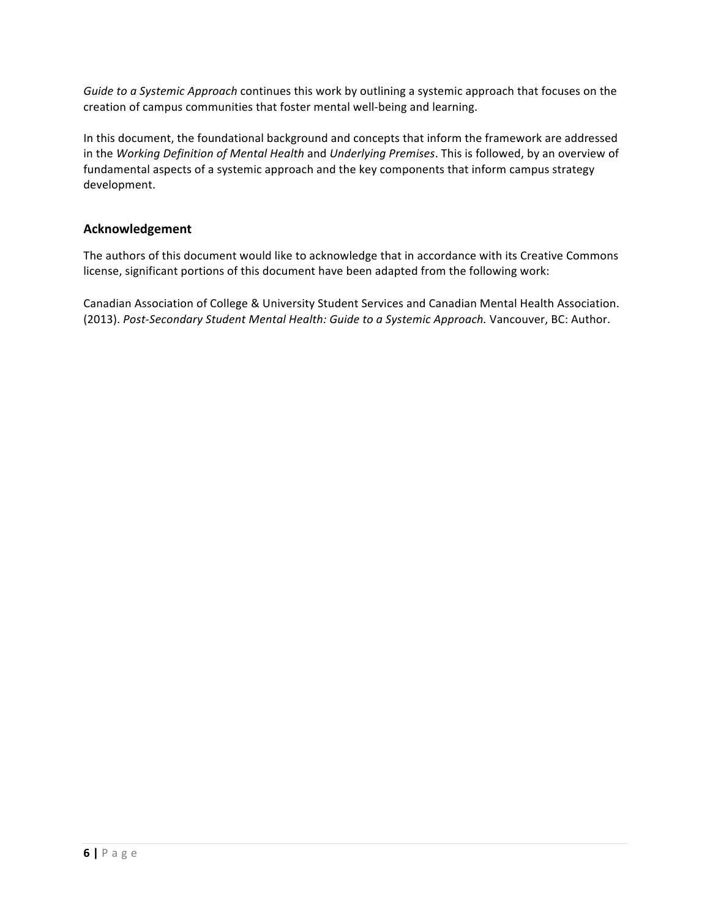*Guide to a Systemic Approach* continues this work by outlining a systemic approach that focuses on the creation of campus communities that foster mental well-being and learning.

In this document, the foundational background and concepts that inform the framework are addressed in the *Working Definition of Mental Health* and *Underlying Premises*. This is followed, by an overview of fundamental aspects of a systemic approach and the key components that inform campus strategy development.

## Acknowledgement

The authors of this document would like to acknowledge that in accordance with its Creative Commons license, significant portions of this document have been adapted from the following work:

Canadian Association of College & University Student Services and Canadian Mental Health Association. (2013). *Post-Secondary Student Mental Health: Guide to a Systemic Approach.* Vancouver, BC: Author.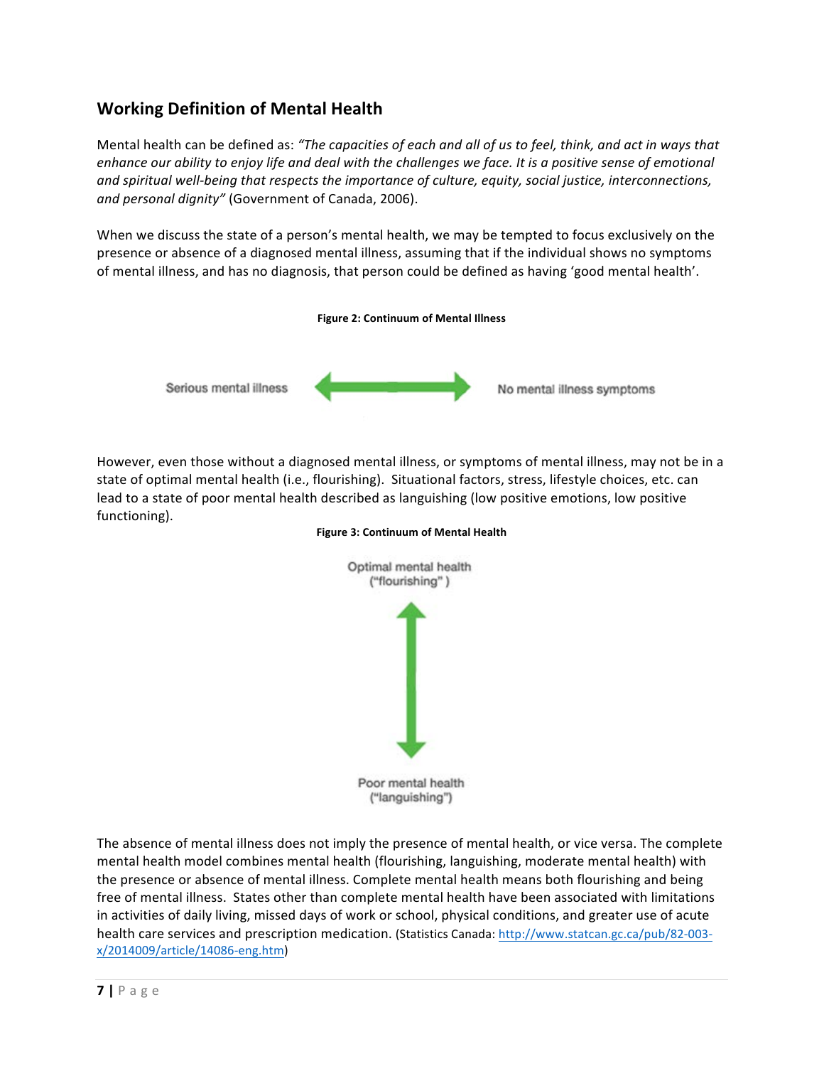## Working Definition of Mental Health

Mental health can be defined as: *"The capacities of each and all of us to feel, think, and act in ways that enhance our ability to enjoy life and deal with the challenges we face. It is a positive sense of emotional and spiritual well-being that respects the importance of culture, equity, social justice, interconnections, and personal dignity"* (Government of Canada, 2006).

When we discuss the state of a person's mental health, we may be tempted to focus exclusively on the presence or absence of a diagnosed mental illness, assuming that if the individual shows no symptoms of mental illness, and has no diagnosis, that person could be defined as having 'good mental health'.

**Figure 2: Continuum of Mental Illness**

Serious mental illness ↔ No mental illness symptoms

However, even those without a diagnosed mental illness, or symptoms of mental illness, may not be in a state of optimal mental health (i.e., flourishing). Situational factors, stress, lifestyle choices, etc. can lead to a state of poor mental health described as languishing (low positive emotions, low positive functioning).

**Figure 3: Continuum of Mental Health**

Optimal mental health ("flourishing")

↕

Poor mental health ("languishing")

The absence of mental illness does not imply the presence of mental health, or vice versa. The complete mental health model combines mental health (flourishing, languishing, moderate mental health) with the presence or absence of mental illness. Complete mental health means both flourishing and being free of mental illness. States other than complete mental health have been associated with limitations in activities of daily living, missed days of work or school, physical conditions, and greater use of acute health care services and prescription medication. (Statistics Canada: http://www.statcan.gc.ca/pub/82-003-x/2014009/article/14086-eng.htm)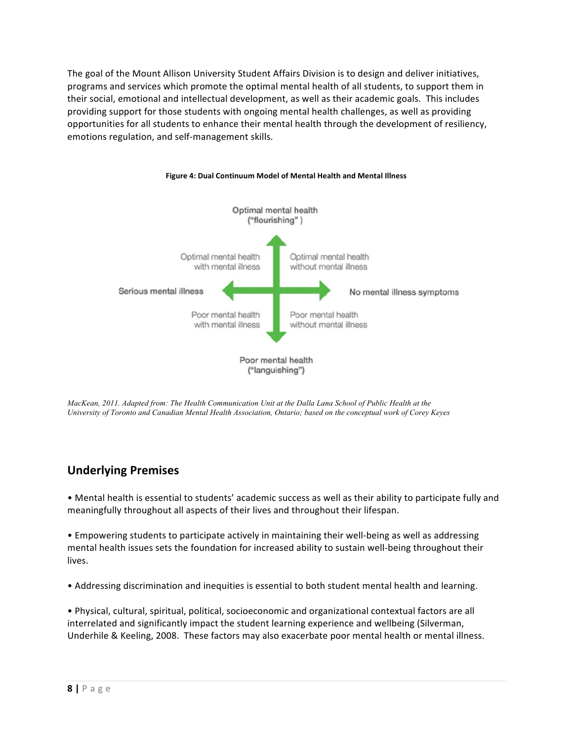The goal of the Mount Allison University Student Affairs Division is to design and deliver initiatives, programs and services which promote the optimal mental health of all students, to support them in their social, emotional and intellectual development, as well as their academic goals. This includes providing support for those students with ongoing mental health challenges, as well as providing opportunities for all students to enhance their mental health through the development of resiliency, emotions regulation, and self-management skills.

**Figure 4: Dual Continuum Model of Mental Health and Mental Illness**

Optimal mental health ("flourishing")

Optimal mental health with mental illness | Optimal mental health without mental illness

Serious mental illness | No mental illness symptoms

Poor mental health with mental illness | Poor mental health without mental illness

Poor mental health ("languishing")

*MacKean, 2011. Adapted from: The Health Communication Unit at the Dalla Lana School of Public Health at the University of Toronto and Canadian Mental Health Association, Ontario; based on the conceptual work of Corey Keyes*

## Underlying Premises

• Mental health is essential to students' academic success as well as their ability to participate fully and meaningfully throughout all aspects of their lives and throughout their lifespan.

• Empowering students to participate actively in maintaining their well-being as well as addressing mental health issues sets the foundation for increased ability to sustain well-being throughout their lives.

• Addressing discrimination and inequities is essential to both student mental health and learning.

• Physical, cultural, spiritual, political, socioeconomic and organizational contextual factors are all interrelated and significantly impact the student learning experience and wellbeing (Silverman, Underhile & Keeling, 2008. These factors may also exacerbate poor mental health or mental illness.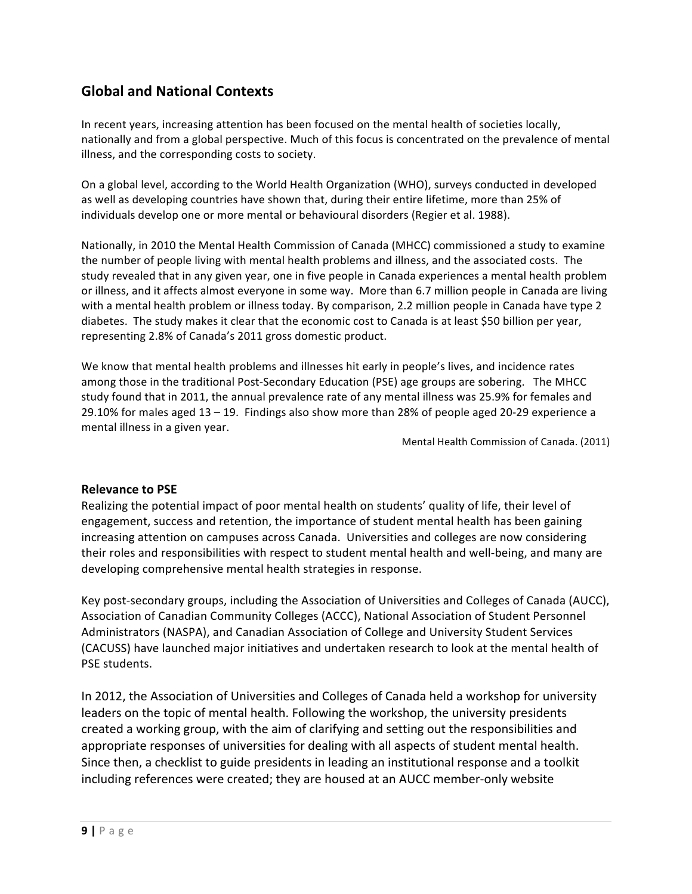## Global and National Contexts

In recent years, increasing attention has been focused on the mental health of societies locally, nationally and from a global perspective. Much of this focus is concentrated on the prevalence of mental illness, and the corresponding costs to society.

On a global level, according to the World Health Organization (WHO), surveys conducted in developed as well as developing countries have shown that, during their entire lifetime, more than 25% of individuals develop one or more mental or behavioural disorders (Regier et al. 1988).

Nationally, in 2010 the Mental Health Commission of Canada (MHCC) commissioned a study to examine the number of people living with mental health problems and illness, and the associated costs. The study revealed that in any given year, one in five people in Canada experiences a mental health problem or illness, and it affects almost everyone in some way. More than 6.7 million people in Canada are living with a mental health problem or illness today. By comparison, 2.2 million people in Canada have type 2 diabetes. The study makes it clear that the economic cost to Canada is at least $50 billion per year, representing 2.8% of Canada's 2011 gross domestic product.

We know that mental health problems and illnesses hit early in people's lives, and incidence rates among those in the traditional Post-Secondary Education (PSE) age groups are sobering. The MHCC study found that in 2011, the annual prevalence rate of any mental illness was 25.9% for females and 29.10% for males aged 13 – 19. Findings also show more than 28% of people aged 20-29 experience a mental illness in a given year.

Mental Health Commission of Canada. (2011)

### Relevance to PSE

Realizing the potential impact of poor mental health on students' quality of life, their level of engagement, success and retention, the importance of student mental health has been gaining increasing attention on campuses across Canada. Universities and colleges are now considering their roles and responsibilities with respect to student mental health and well-being, and many are developing comprehensive mental health strategies in response.

Key post-secondary groups, including the Association of Universities and Colleges of Canada (AUCC), Association of Canadian Community Colleges (ACCC), National Association of Student Personnel Administrators (NASPA), and Canadian Association of College and University Student Services (CACUSS) have launched major initiatives and undertaken research to look at the mental health of PSE students.

In 2012, the Association of Universities and Colleges of Canada held a workshop for university leaders on the topic of mental health. Following the workshop, the university presidents created a working group, with the aim of clarifying and setting out the responsibilities and appropriate responses of universities for dealing with all aspects of student mental health. Since then, a checklist to guide presidents in leading an institutional response and a toolkit including references were created; they are housed at an AUCC member-only website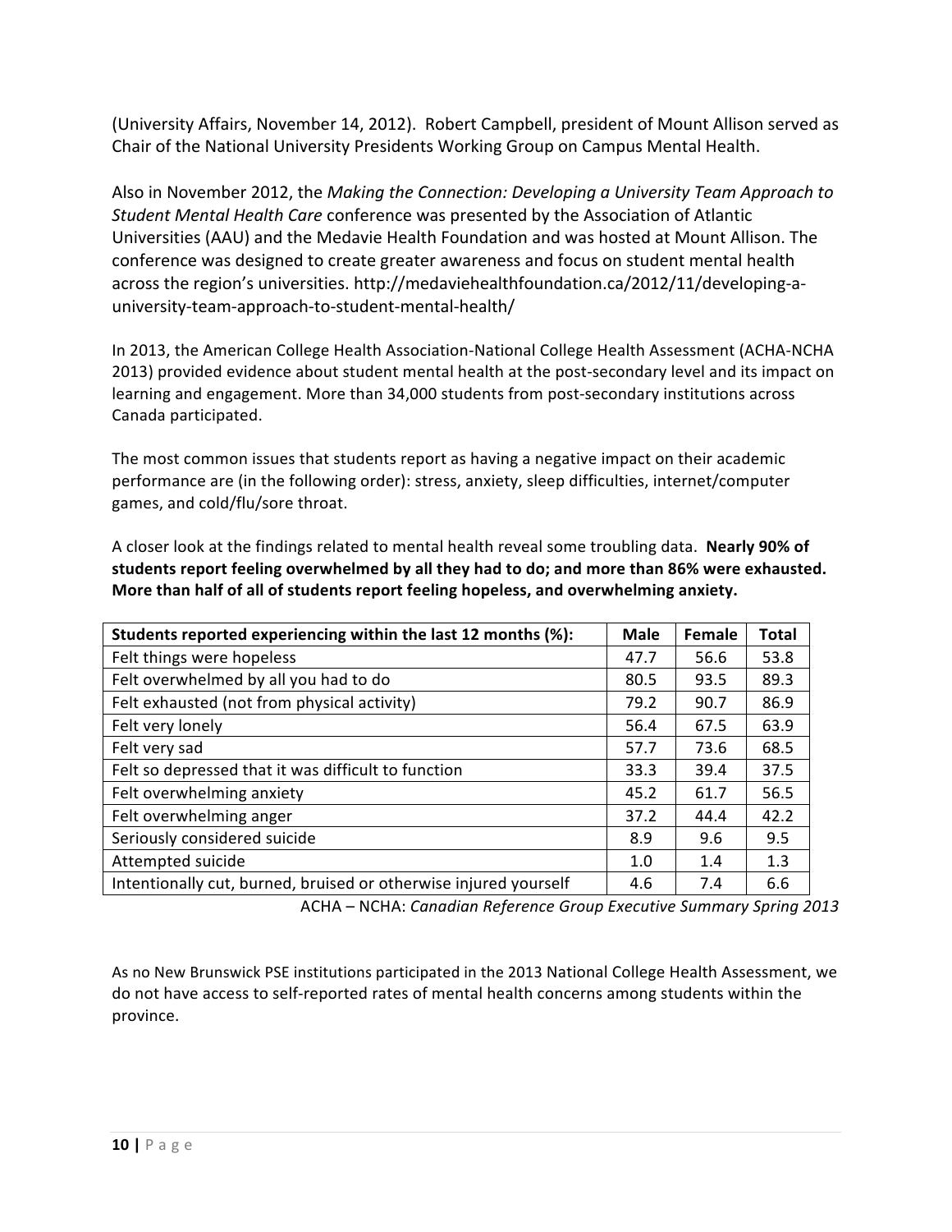(University Affairs, November 14, 2012). Robert Campbell, president of Mount Allison served as Chair of the National University Presidents Working Group on Campus Mental Health.

Also in November 2012, the *Making the Connection: Developing a University Team Approach to Student Mental Health Care* conference was presented by the Association of Atlantic Universities (AAU) and the Medavie Health Foundation and was hosted at Mount Allison. The conference was designed to create greater awareness and focus on student mental health across the region's universities. http://medaviehealthfoundation.ca/2012/11/developing-a-university-team-approach-to-student-mental-health/

In 2013, the American College Health Association-National College Health Assessment (ACHA-NCHA 2013) provided evidence about student mental health at the post-secondary level and its impact on learning and engagement. More than 34,000 students from post-secondary institutions across Canada participated.

The most common issues that students report as having a negative impact on their academic performance are (in the following order): stress, anxiety, sleep difficulties, internet/computer games, and cold/flu/sore throat.

A closer look at the findings related to mental health reveal some troubling data. **Nearly 90% of students report feeling overwhelmed by all they had to do; and more than 86% were exhausted. More than half of all of students report feeling hopeless, and overwhelming anxiety.**

| Students reported experiencing within the last 12 months (%): | Male | Female | Total |
|---|---|---|---|
| Felt things were hopeless | 47.7 | 56.6 | 53.8 |
| Felt overwhelmed by all you had to do | 80.5 | 93.5 | 89.3 |
| Felt exhausted (not from physical activity) | 79.2 | 90.7 | 86.9 |
| Felt very lonely | 56.4 | 67.5 | 63.9 |
| Felt very sad | 57.7 | 73.6 | 68.5 |
| Felt so depressed that it was difficult to function | 33.3 | 39.4 | 37.5 |
| Felt overwhelming anxiety | 45.2 | 61.7 | 56.5 |
| Felt overwhelming anger | 37.2 | 44.4 | 42.2 |
| Seriously considered suicide | 8.9 | 9.6 | 9.5 |
| Attempted suicide | 1.0 | 1.4 | 1.3 |
| Intentionally cut, burned, bruised or otherwise injured yourself | 4.6 | 7.4 | 6.6 |

ACHA – NCHA: *Canadian Reference Group Executive Summary Spring 2013*

As no New Brunswick PSE institutions participated in the 2013 National College Health Assessment, we do not have access to self-reported rates of mental health concerns among students within the province.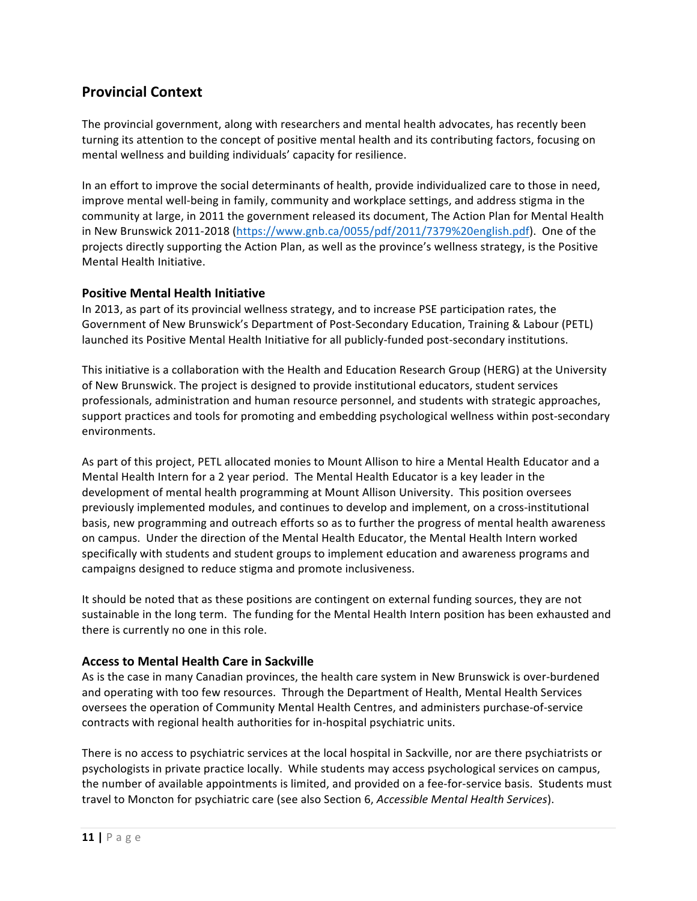## Provincial Context

The provincial government, along with researchers and mental health advocates, has recently been turning its attention to the concept of positive mental health and its contributing factors, focusing on mental wellness and building individuals' capacity for resilience.

In an effort to improve the social determinants of health, provide individualized care to those in need, improve mental well-being in family, community and workplace settings, and address stigma in the community at large, in 2011 the government released its document, The Action Plan for Mental Health in New Brunswick 2011-2018 ([https://www.gnb.ca/0055/pdf/2011/7379%20english.pdf](https://www.gnb.ca/0055/pdf/2011/7379%20english.pdf)). One of the projects directly supporting the Action Plan, as well as the province's wellness strategy, is the Positive Mental Health Initiative.

### Positive Mental Health Initiative

In 2013, as part of its provincial wellness strategy, and to increase PSE participation rates, the Government of New Brunswick's Department of Post-Secondary Education, Training & Labour (PETL) launched its Positive Mental Health Initiative for all publicly-funded post-secondary institutions.

This initiative is a collaboration with the Health and Education Research Group (HERG) at the University of New Brunswick. The project is designed to provide institutional educators, student services professionals, administration and human resource personnel, and students with strategic approaches, support practices and tools for promoting and embedding psychological wellness within post-secondary environments.

As part of this project, PETL allocated monies to Mount Allison to hire a Mental Health Educator and a Mental Health Intern for a 2 year period. The Mental Health Educator is a key leader in the development of mental health programming at Mount Allison University. This position oversees previously implemented modules, and continues to develop and implement, on a cross-institutional basis, new programming and outreach efforts so as to further the progress of mental health awareness on campus. Under the direction of the Mental Health Educator, the Mental Health Intern worked specifically with students and student groups to implement education and awareness programs and campaigns designed to reduce stigma and promote inclusiveness.

It should be noted that as these positions are contingent on external funding sources, they are not sustainable in the long term. The funding for the Mental Health Intern position has been exhausted and there is currently no one in this role.

### Access to Mental Health Care in Sackville

As is the case in many Canadian provinces, the health care system in New Brunswick is over-burdened and operating with too few resources. Through the Department of Health, Mental Health Services oversees the operation of Community Mental Health Centres, and administers purchase-of-service contracts with regional health authorities for in-hospital psychiatric units.

There is no access to psychiatric services at the local hospital in Sackville, nor are there psychiatrists or psychologists in private practice locally. While students may access psychological services on campus, the number of available appointments is limited, and provided on a fee-for-service basis. Students must travel to Moncton for psychiatric care (see also Section 6, *Accessible Mental Health Services*).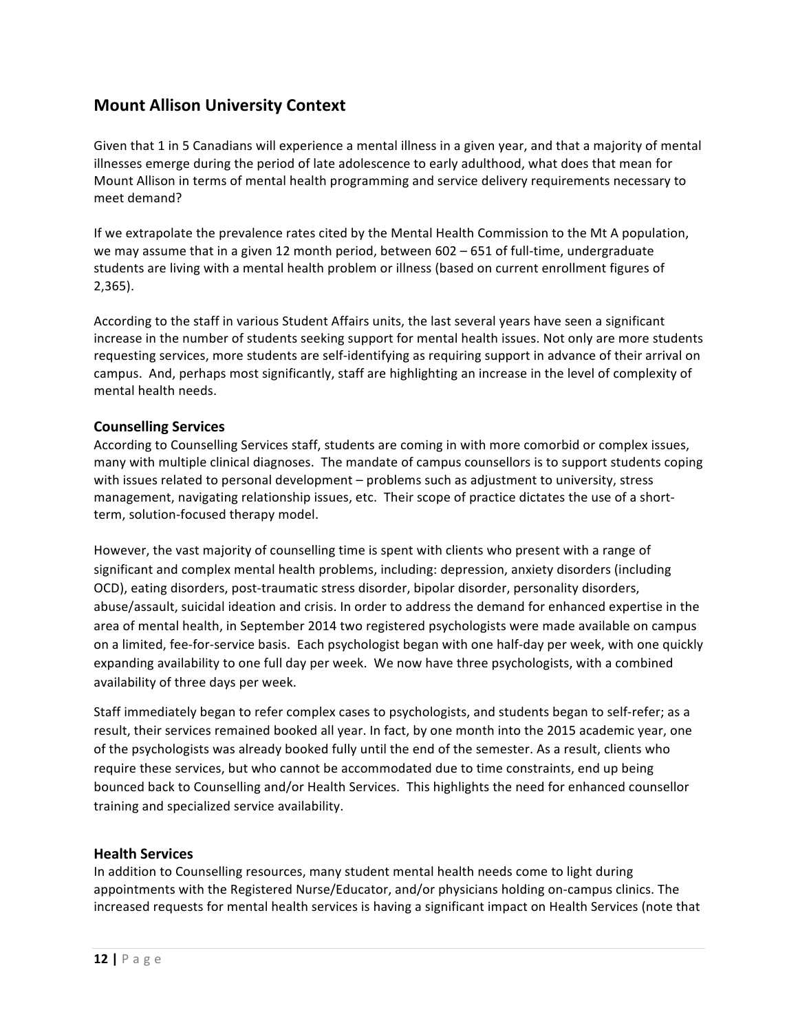## Mount Allison University Context

Given that 1 in 5 Canadians will experience a mental illness in a given year, and that a majority of mental illnesses emerge during the period of late adolescence to early adulthood, what does that mean for Mount Allison in terms of mental health programming and service delivery requirements necessary to meet demand?

If we extrapolate the prevalence rates cited by the Mental Health Commission to the Mt A population, we may assume that in a given 12 month period, between 602 – 651 of full-time, undergraduate students are living with a mental health problem or illness (based on current enrollment figures of 2,365).

According to the staff in various Student Affairs units, the last several years have seen a significant increase in the number of students seeking support for mental health issues. Not only are more students requesting services, more students are self-identifying as requiring support in advance of their arrival on campus. And, perhaps most significantly, staff are highlighting an increase in the level of complexity of mental health needs.

### Counselling Services

According to Counselling Services staff, students are coming in with more comorbid or complex issues, many with multiple clinical diagnoses. The mandate of campus counsellors is to support students coping with issues related to personal development – problems such as adjustment to university, stress management, navigating relationship issues, etc. Their scope of practice dictates the use of a short-term, solution-focused therapy model.

However, the vast majority of counselling time is spent with clients who present with a range of significant and complex mental health problems, including: depression, anxiety disorders (including OCD), eating disorders, post-traumatic stress disorder, bipolar disorder, personality disorders, abuse/assault, suicidal ideation and crisis. In order to address the demand for enhanced expertise in the area of mental health, in September 2014 two registered psychologists were made available on campus on a limited, fee-for-service basis. Each psychologist began with one half-day per week, with one quickly expanding availability to one full day per week. We now have three psychologists, with a combined availability of three days per week.

Staff immediately began to refer complex cases to psychologists, and students began to self-refer; as a result, their services remained booked all year. In fact, by one month into the 2015 academic year, one of the psychologists was already booked fully until the end of the semester. As a result, clients who require these services, but who cannot be accommodated due to time constraints, end up being bounced back to Counselling and/or Health Services. This highlights the need for enhanced counsellor training and specialized service availability.

### Health Services

In addition to Counselling resources, many student mental health needs come to light during appointments with the Registered Nurse/Educator, and/or physicians holding on-campus clinics. The increased requests for mental health services is having a significant impact on Health Services (note that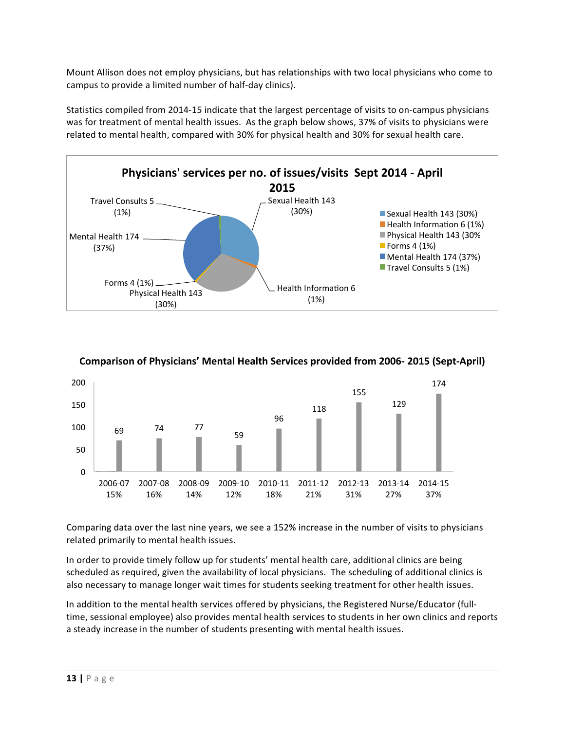Mount Allison does not employ physicians, but has relationships with two local physicians who come to campus to provide a limited number of half-day clinics).

Statistics compiled from 2014-15 indicate that the largest percentage of visits to on-campus physicians was for treatment of mental health issues. As the graph below shows, 37% of visits to physicians were related to mental health, compared with 30% for physical health and 30% for sexual health care.

**Physicians' services per no. of issues/visits Sept 2014 - April 2015**

| Category | Number | Percentage |
|---|---|---|
| Sexual Health | 143 | 30% |
| Health Information | 6 | 1% |
| Physical Health | 143 | 30% |
| Forms | 4 | 1% |
| Mental Health | 174 | 37% |
| Travel Consults | 5 | 1% |

**Comparison of Physicians' Mental Health Services provided from 2006- 2015 (Sept-April)**

| Year | Visits | Percentage |
|---|---|---|
| 2006-07 | 69 | 15% |
| 2007-08 | 74 | 16% |
| 2008-09 | 77 | 14% |
| 2009-10 | 59 | 12% |
| 2010-11 | 96 | 18% |
| 2011-12 | 118 | 21% |
| 2012-13 | 155 | 31% |
| 2013-14 | 129 | 27% |
| 2014-15 | 174 | 37% |

Comparing data over the last nine years, we see a 152% increase in the number of visits to physicians related primarily to mental health issues.

In order to provide timely follow up for students' mental health care, additional clinics are being scheduled as required, given the availability of local physicians. The scheduling of additional clinics is also necessary to manage longer wait times for students seeking treatment for other health issues.

In addition to the mental health services offered by physicians, the Registered Nurse/Educator (full-time, sessional employee) also provides mental health services to students in her own clinics and reports a steady increase in the number of students presenting with mental health issues.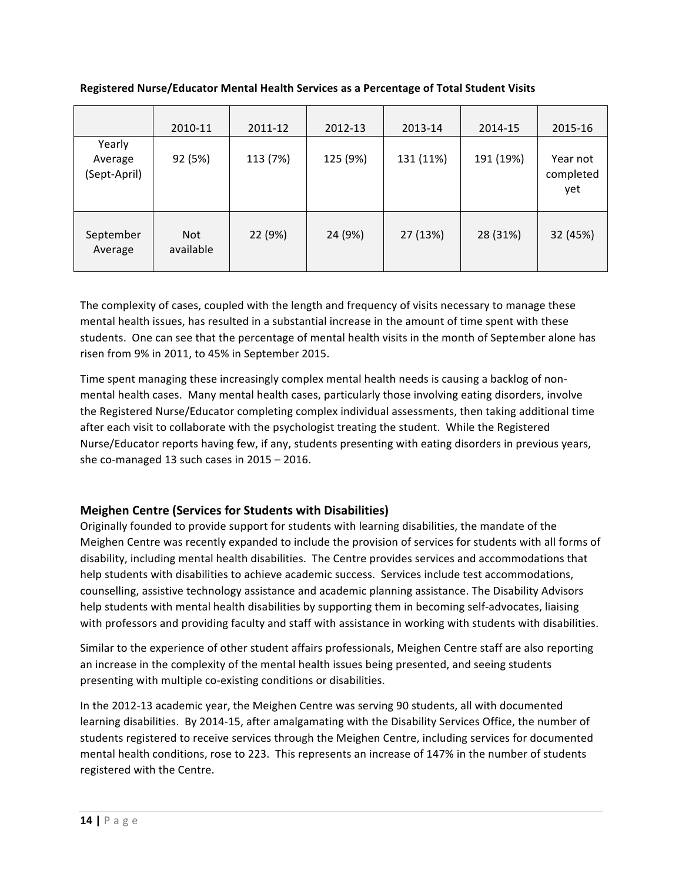**Registered Nurse/Educator Mental Health Services as a Percentage of Total Student Visits**

| | 2010-11 | 2011-12 | 2012-13 | 2013-14 | 2014-15 | 2015-16 |
|---|---|---|---|---|---|---|
| Yearly Average (Sept-April) | 92 (5%) | 113 (7%) | 125 (9%) | 131 (11%) | 191 (19%) | Year not completed yet |
| September Average | Not available | 22 (9%) | 24 (9%) | 27 (13%) | 28 (31%) | 32 (45%) |

The complexity of cases, coupled with the length and frequency of visits necessary to manage these mental health issues, has resulted in a substantial increase in the amount of time spent with these students. One can see that the percentage of mental health visits in the month of September alone has risen from 9% in 2011, to 45% in September 2015.

Time spent managing these increasingly complex mental health needs is causing a backlog of non-mental health cases. Many mental health cases, particularly those involving eating disorders, involve the Registered Nurse/Educator completing complex individual assessments, then taking additional time after each visit to collaborate with the psychologist treating the student. While the Registered Nurse/Educator reports having few, if any, students presenting with eating disorders in previous years, she co-managed 13 such cases in 2015 – 2016.

## Meighen Centre (Services for Students with Disabilities)

Originally founded to provide support for students with learning disabilities, the mandate of the Meighen Centre was recently expanded to include the provision of services for students with all forms of disability, including mental health disabilities. The Centre provides services and accommodations that help students with disabilities to achieve academic success. Services include test accommodations, counselling, assistive technology assistance and academic planning assistance. The Disability Advisors help students with mental health disabilities by supporting them in becoming self-advocates, liaising with professors and providing faculty and staff with assistance in working with students with disabilities.

Similar to the experience of other student affairs professionals, Meighen Centre staff are also reporting an increase in the complexity of the mental health issues being presented, and seeing students presenting with multiple co-existing conditions or disabilities.

In the 2012-13 academic year, the Meighen Centre was serving 90 students, all with documented learning disabilities. By 2014-15, after amalgamating with the Disability Services Office, the number of students registered to receive services through the Meighen Centre, including services for documented mental health conditions, rose to 223. This represents an increase of 147% in the number of students registered with the Centre.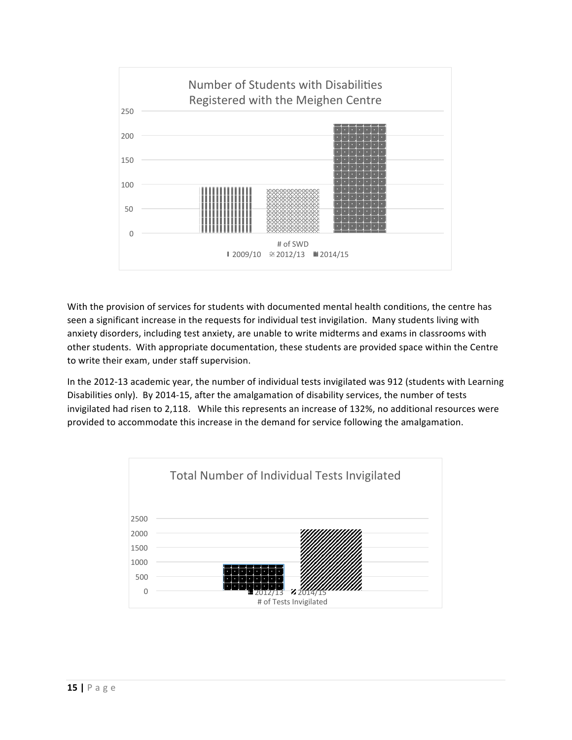Number of Students with Disabilities Registered with the Meighen Centre

250
200
150
100
50
0

# of SWD

2009/10 2012/13 2014/15

With the provision of services for students with documented mental health conditions, the centre has seen a significant increase in the requests for individual test invigilation. Many students living with anxiety disorders, including test anxiety, are unable to write midterms and exams in classrooms with other students. With appropriate documentation, these students are provided space within the Centre to write their exam, under staff supervision.

In the 2012-13 academic year, the number of individual tests invigilated was 912 (students with Learning Disabilities only). By 2014-15, after the amalgamation of disability services, the number of tests invigilated had risen to 2,118. While this represents an increase of 132%, no additional resources were provided to accommodate this increase in the demand for service following the amalgamation.

Total Number of Individual Tests Invigilated

2500
2000
1500
1000
500
0

2012/13 2014/15

# of Tests Invigilated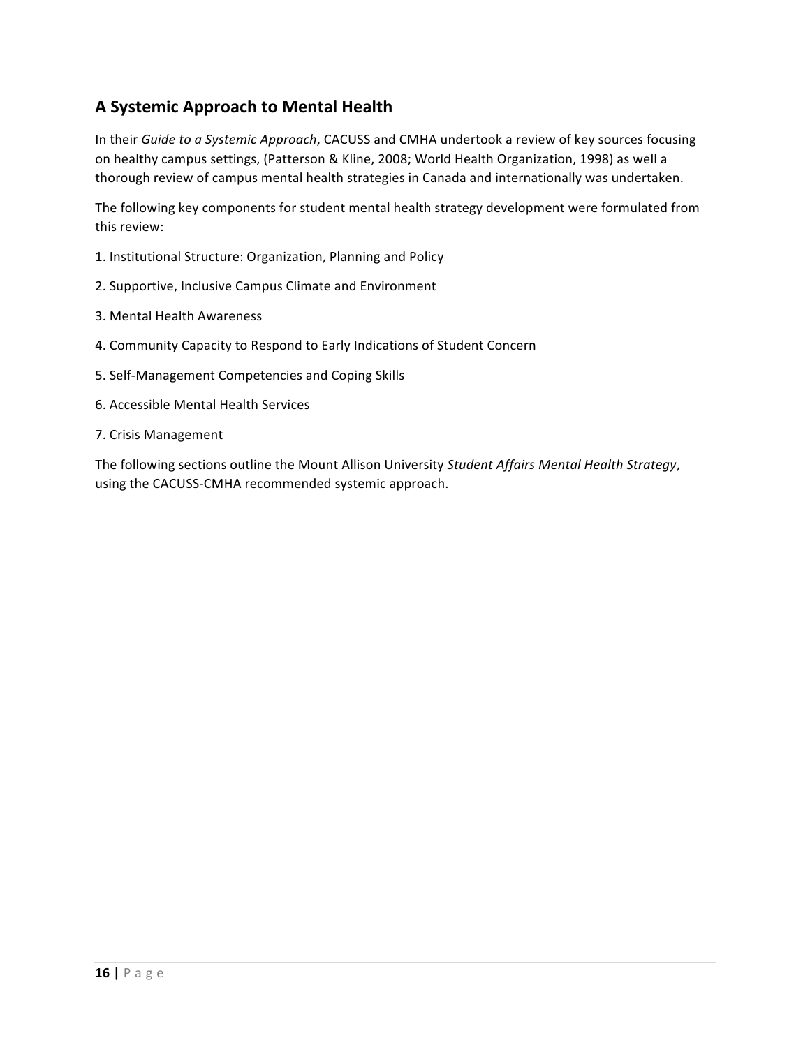## A Systemic Approach to Mental Health

In their *Guide to a Systemic Approach*, CACUSS and CMHA undertook a review of key sources focusing on healthy campus settings, (Patterson & Kline, 2008; World Health Organization, 1998) as well a thorough review of campus mental health strategies in Canada and internationally was undertaken.

The following key components for student mental health strategy development were formulated from this review:

1. Institutional Structure: Organization, Planning and Policy

2. Supportive, Inclusive Campus Climate and Environment

3. Mental Health Awareness

4. Community Capacity to Respond to Early Indications of Student Concern

5. Self-Management Competencies and Coping Skills

6. Accessible Mental Health Services

7. Crisis Management

The following sections outline the Mount Allison University *Student Affairs Mental Health Strategy*, using the CACUSS-CMHA recommended systemic approach.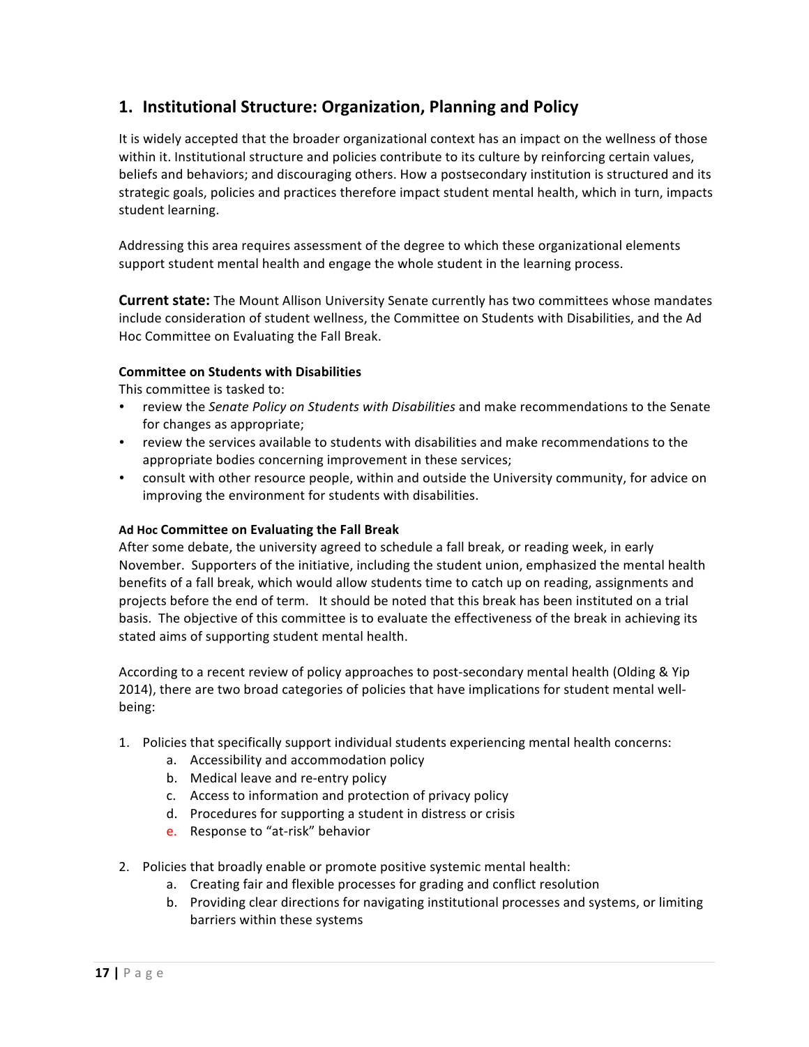## 1. Institutional Structure: Organization, Planning and Policy

It is widely accepted that the broader organizational context has an impact on the wellness of those within it. Institutional structure and policies contribute to its culture by reinforcing certain values, beliefs and behaviors; and discouraging others. How a postsecondary institution is structured and its strategic goals, policies and practices therefore impact student mental health, which in turn, impacts student learning.

Addressing this area requires assessment of the degree to which these organizational elements support student mental health and engage the whole student in the learning process.

**Current state:** The Mount Allison University Senate currently has two committees whose mandates include consideration of student wellness, the Committee on Students with Disabilities, and the Ad Hoc Committee on Evaluating the Fall Break.

**Committee on Students with Disabilities**

This committee is tasked to:

- review the *Senate Policy on Students with Disabilities* and make recommendations to the Senate for changes as appropriate;
- review the services available to students with disabilities and make recommendations to the appropriate bodies concerning improvement in these services;
- consult with other resource people, within and outside the University community, for advice on improving the environment for students with disabilities.

**Ad Hoc Committee on Evaluating the Fall Break**

After some debate, the university agreed to schedule a fall break, or reading week, in early November. Supporters of the initiative, including the student union, emphasized the mental health benefits of a fall break, which would allow students time to catch up on reading, assignments and projects before the end of term. It should be noted that this break has been instituted on a trial basis. The objective of this committee is to evaluate the effectiveness of the break in achieving its stated aims of supporting student mental health.

According to a recent review of policy approaches to post-secondary mental health (Olding & Yip 2014), there are two broad categories of policies that have implications for student mental well-being:

1. Policies that specifically support individual students experiencing mental health concerns:
    a. Accessibility and accommodation policy
    b. Medical leave and re-entry policy
    c. Access to information and protection of privacy policy
    d. Procedures for supporting a student in distress or crisis
    e. Response to "at-risk" behavior

2. Policies that broadly enable or promote positive systemic mental health:
    a. Creating fair and flexible processes for grading and conflict resolution
    b. Providing clear directions for navigating institutional processes and systems, or limiting barriers within these systems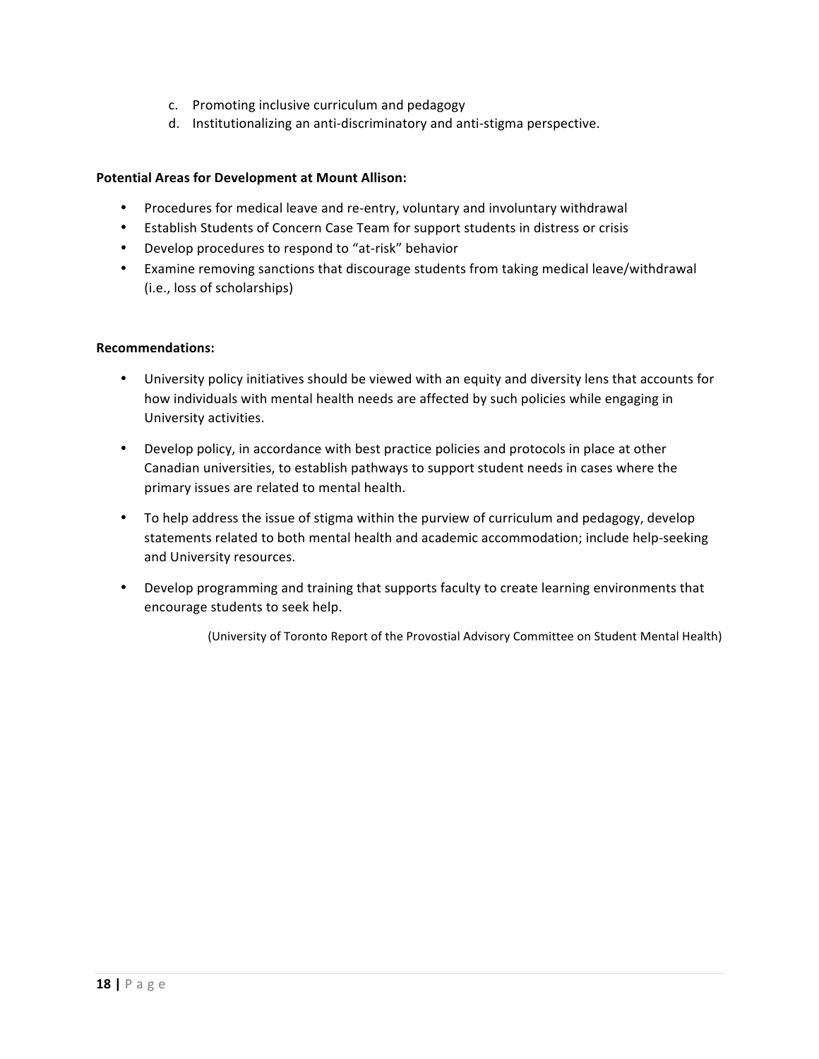c. Promoting inclusive curriculum and pedagogy
d. Institutionalizing an anti-discriminatory and anti-stigma perspective.

**Potential Areas for Development at Mount Allison:**

- Procedures for medical leave and re-entry, voluntary and involuntary withdrawal
- Establish Students of Concern Case Team for support students in distress or crisis
- Develop procedures to respond to "at-risk" behavior
- Examine removing sanctions that discourage students from taking medical leave/withdrawal (i.e., loss of scholarships)

**Recommendations:**

- University policy initiatives should be viewed with an equity and diversity lens that accounts for how individuals with mental health needs are affected by such policies while engaging in University activities.
- Develop policy, in accordance with best practice policies and protocols in place at other Canadian universities, to establish pathways to support student needs in cases where the primary issues are related to mental health.
- To help address the issue of stigma within the purview of curriculum and pedagogy, develop statements related to both mental health and academic accommodation; include help-seeking and University resources.
- Develop programming and training that supports faculty to create learning environments that encourage students to seek help.

(University of Toronto Report of the Provostial Advisory Committee on Student Mental Health)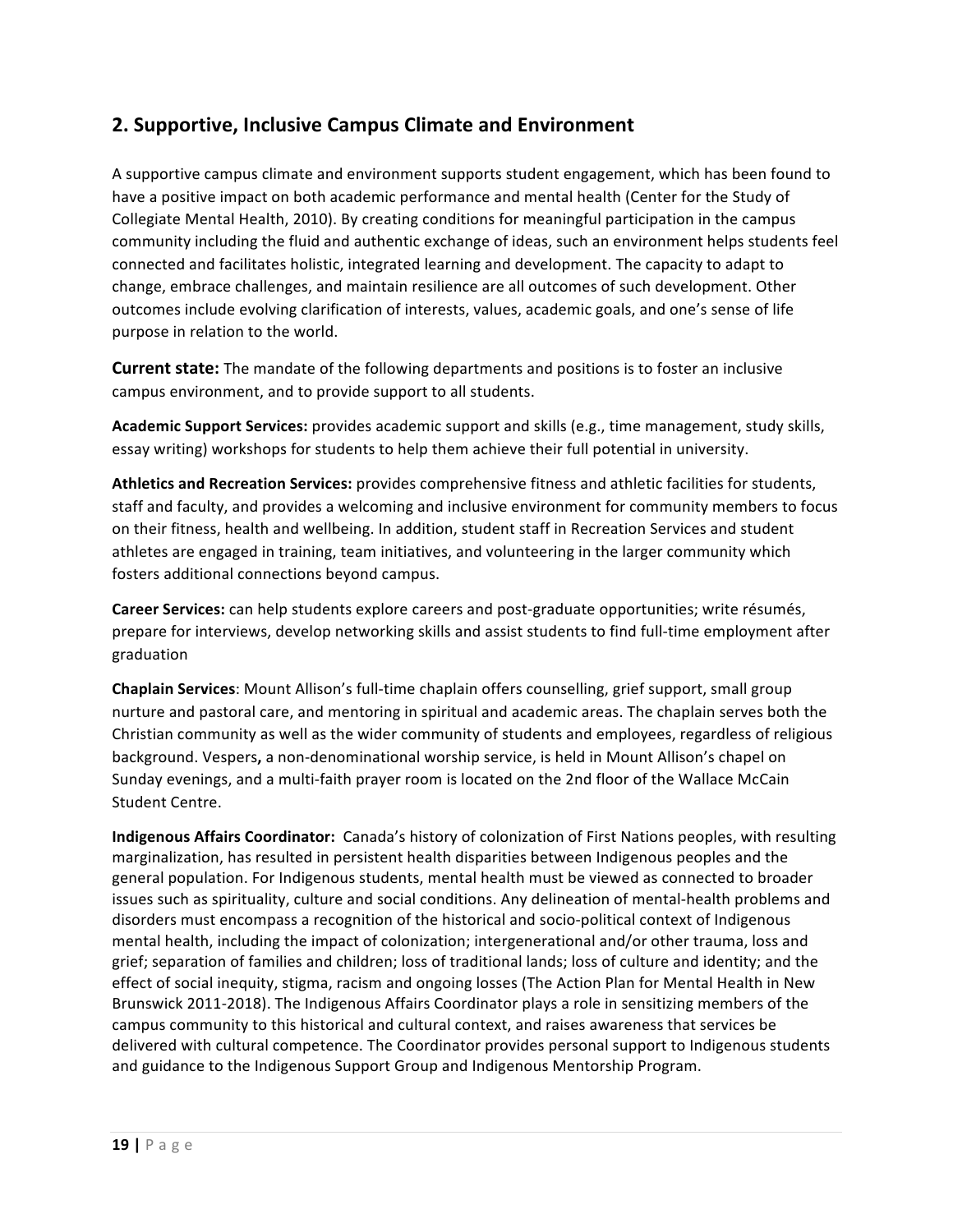## 2. Supportive, Inclusive Campus Climate and Environment

A supportive campus climate and environment supports student engagement, which has been found to have a positive impact on both academic performance and mental health (Center for the Study of Collegiate Mental Health, 2010). By creating conditions for meaningful participation in the campus community including the fluid and authentic exchange of ideas, such an environment helps students feel connected and facilitates holistic, integrated learning and development. The capacity to adapt to change, embrace challenges, and maintain resilience are all outcomes of such development. Other outcomes include evolving clarification of interests, values, academic goals, and one's sense of life purpose in relation to the world.

**Current state:** The mandate of the following departments and positions is to foster an inclusive campus environment, and to provide support to all students.

**Academic Support Services:** provides academic support and skills (e.g., time management, study skills, essay writing) workshops for students to help them achieve their full potential in university.

**Athletics and Recreation Services:** provides comprehensive fitness and athletic facilities for students, staff and faculty, and provides a welcoming and inclusive environment for community members to focus on their fitness, health and wellbeing. In addition, student staff in Recreation Services and student athletes are engaged in training, team initiatives, and volunteering in the larger community which fosters additional connections beyond campus.

**Career Services:** can help students explore careers and post-graduate opportunities; write résumés, prepare for interviews, develop networking skills and assist students to find full-time employment after graduation

**Chaplain Services**: Mount Allison's full-time chaplain offers counselling, grief support, small group nurture and pastoral care, and mentoring in spiritual and academic areas. The chaplain serves both the Christian community as well as the wider community of students and employees, regardless of religious background. Vespers**,** a non-denominational worship service, is held in Mount Allison's chapel on Sunday evenings, and a multi-faith prayer room is located on the 2nd floor of the Wallace McCain Student Centre.

**Indigenous Affairs Coordinator:** Canada's history of colonization of First Nations peoples, with resulting marginalization, has resulted in persistent health disparities between Indigenous peoples and the general population. For Indigenous students, mental health must be viewed as connected to broader issues such as spirituality, culture and social conditions. Any delineation of mental-health problems and disorders must encompass a recognition of the historical and socio-political context of Indigenous mental health, including the impact of colonization; intergenerational and/or other trauma, loss and grief; separation of families and children; loss of traditional lands; loss of culture and identity; and the effect of social inequity, stigma, racism and ongoing losses (The Action Plan for Mental Health in New Brunswick 2011-2018). The Indigenous Affairs Coordinator plays a role in sensitizing members of the campus community to this historical and cultural context, and raises awareness that services be delivered with cultural competence. The Coordinator provides personal support to Indigenous students and guidance to the Indigenous Support Group and Indigenous Mentorship Program.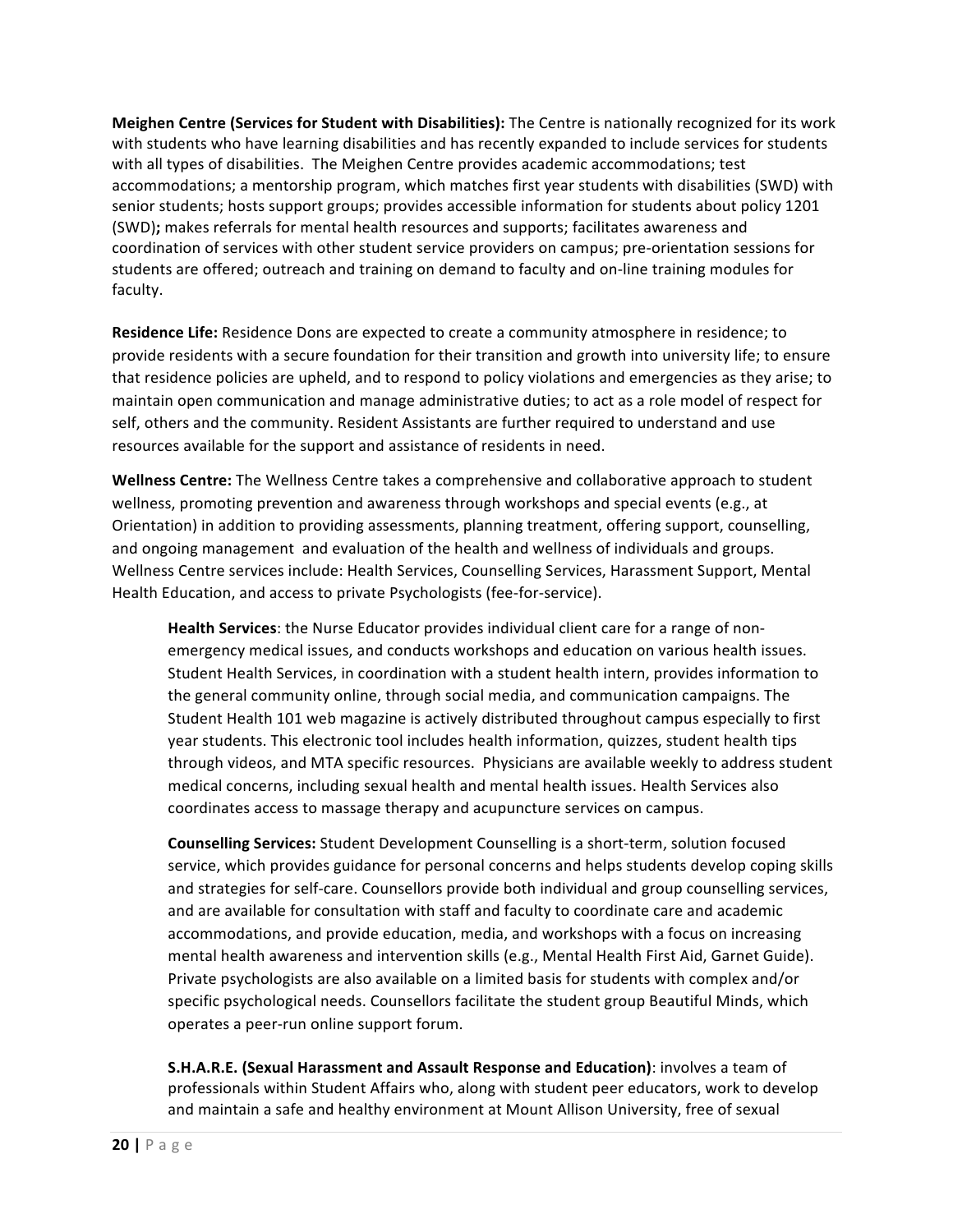**Meighen Centre (Services for Student with Disabilities):** The Centre is nationally recognized for its work with students who have learning disabilities and has recently expanded to include services for students with all types of disabilities. The Meighen Centre provides academic accommodations; test accommodations; a mentorship program, which matches first year students with disabilities (SWD) with senior students; hosts support groups; provides accessible information for students about policy 1201 (SWD)**;** makes referrals for mental health resources and supports; facilitates awareness and coordination of services with other student service providers on campus; pre-orientation sessions for students are offered; outreach and training on demand to faculty and on-line training modules for faculty.

**Residence Life:** Residence Dons are expected to create a community atmosphere in residence; to provide residents with a secure foundation for their transition and growth into university life; to ensure that residence policies are upheld, and to respond to policy violations and emergencies as they arise; to maintain open communication and manage administrative duties; to act as a role model of respect for self, others and the community. Resident Assistants are further required to understand and use resources available for the support and assistance of residents in need.

**Wellness Centre:** The Wellness Centre takes a comprehensive and collaborative approach to student wellness, promoting prevention and awareness through workshops and special events (e.g., at Orientation) in addition to providing assessments, planning treatment, offering support, counselling, and ongoing management and evaluation of the health and wellness of individuals and groups. Wellness Centre services include: Health Services, Counselling Services, Harassment Support, Mental Health Education, and access to private Psychologists (fee-for-service).

> **Health Services**: the Nurse Educator provides individual client care for a range of non-emergency medical issues, and conducts workshops and education on various health issues. Student Health Services, in coordination with a student health intern, provides information to the general community online, through social media, and communication campaigns. The Student Health 101 web magazine is actively distributed throughout campus especially to first year students. This electronic tool includes health information, quizzes, student health tips through videos, and MTA specific resources. Physicians are available weekly to address student medical concerns, including sexual health and mental health issues. Health Services also coordinates access to massage therapy and acupuncture services on campus.
>
> **Counselling Services:** Student Development Counselling is a short-term, solution focused service, which provides guidance for personal concerns and helps students develop coping skills and strategies for self-care. Counsellors provide both individual and group counselling services, and are available for consultation with staff and faculty to coordinate care and academic accommodations, and provide education, media, and workshops with a focus on increasing mental health awareness and intervention skills (e.g., Mental Health First Aid, Garnet Guide). Private psychologists are also available on a limited basis for students with complex and/or specific psychological needs. Counsellors facilitate the student group Beautiful Minds, which operates a peer-run online support forum.
>
> **S.H.A.R.E. (Sexual Harassment and Assault Response and Education)**: involves a team of professionals within Student Affairs who, along with student peer educators, work to develop and maintain a safe and healthy environment at Mount Allison University, free of sexual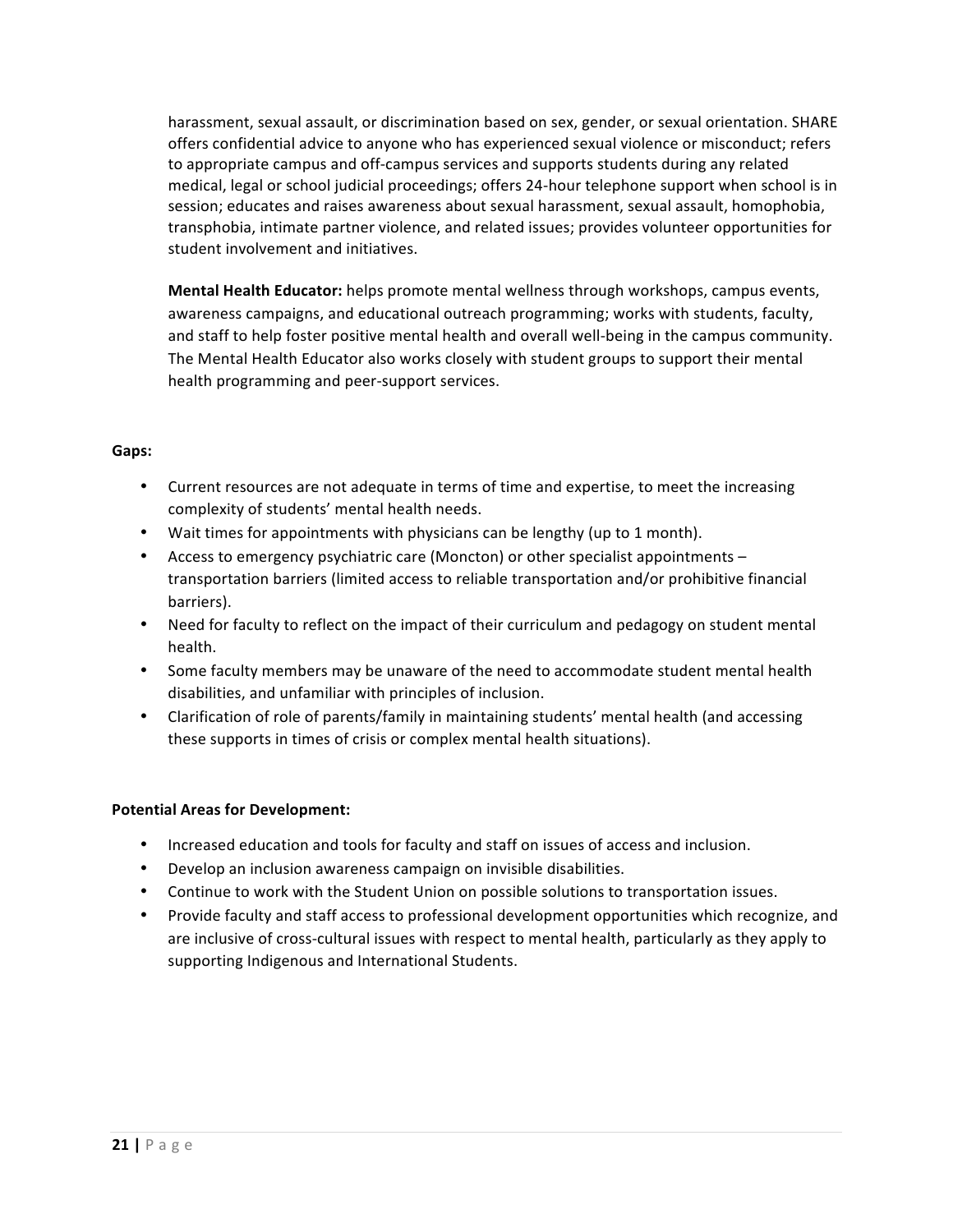harassment, sexual assault, or discrimination based on sex, gender, or sexual orientation. SHARE offers confidential advice to anyone who has experienced sexual violence or misconduct; refers to appropriate campus and off-campus services and supports students during any related medical, legal or school judicial proceedings; offers 24-hour telephone support when school is in session; educates and raises awareness about sexual harassment, sexual assault, homophobia, transphobia, intimate partner violence, and related issues; provides volunteer opportunities for student involvement and initiatives.

**Mental Health Educator:** helps promote mental wellness through workshops, campus events, awareness campaigns, and educational outreach programming; works with students, faculty, and staff to help foster positive mental health and overall well-being in the campus community. The Mental Health Educator also works closely with student groups to support their mental health programming and peer-support services.

**Gaps:**

- Current resources are not adequate in terms of time and expertise, to meet the increasing complexity of students' mental health needs.
- Wait times for appointments with physicians can be lengthy (up to 1 month).
- Access to emergency psychiatric care (Moncton) or other specialist appointments – transportation barriers (limited access to reliable transportation and/or prohibitive financial barriers).
- Need for faculty to reflect on the impact of their curriculum and pedagogy on student mental health.
- Some faculty members may be unaware of the need to accommodate student mental health disabilities, and unfamiliar with principles of inclusion.
- Clarification of role of parents/family in maintaining students' mental health (and accessing these supports in times of crisis or complex mental health situations).

**Potential Areas for Development:**

- Increased education and tools for faculty and staff on issues of access and inclusion.
- Develop an inclusion awareness campaign on invisible disabilities.
- Continue to work with the Student Union on possible solutions to transportation issues.
- Provide faculty and staff access to professional development opportunities which recognize, and are inclusive of cross-cultural issues with respect to mental health, particularly as they apply to supporting Indigenous and International Students.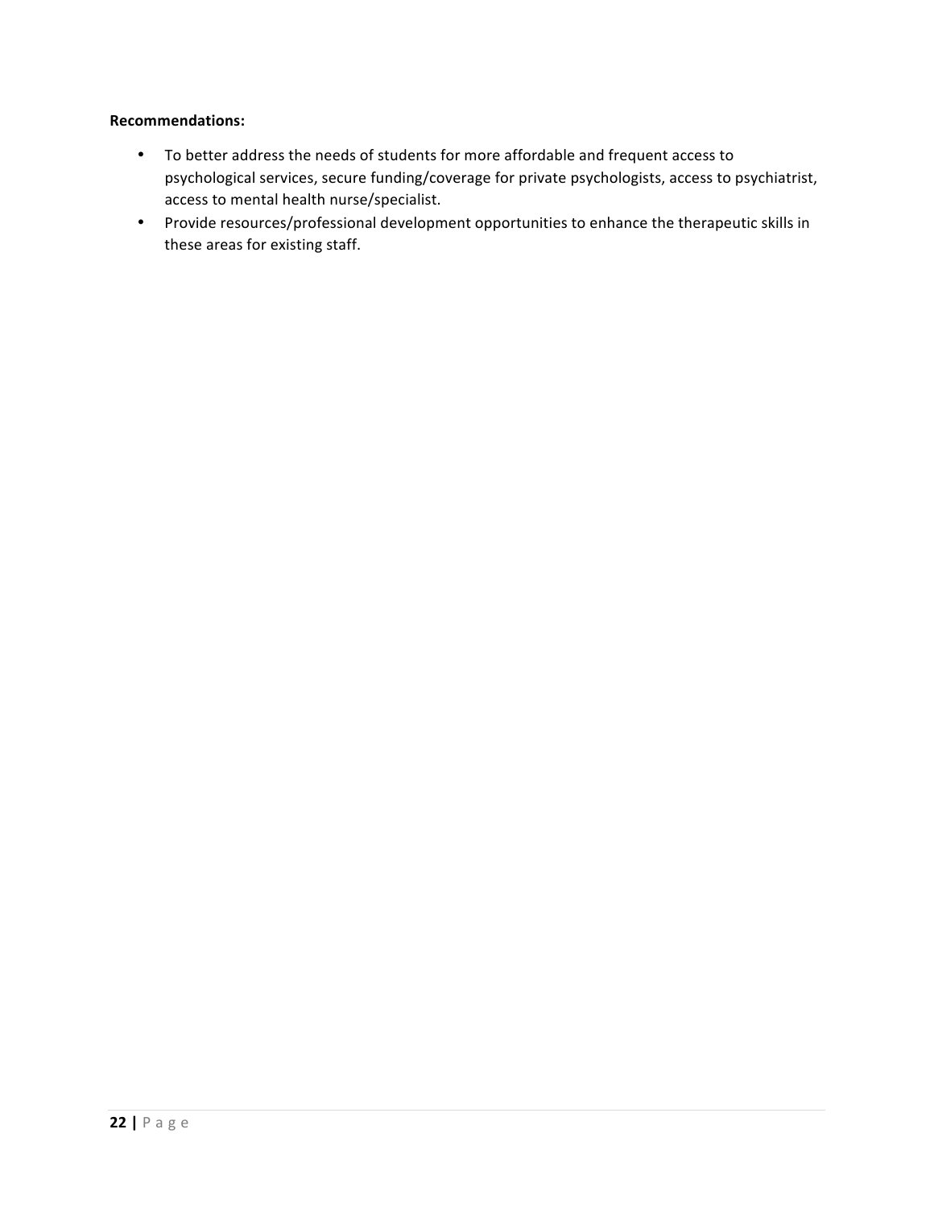**Recommendations:**

- To better address the needs of students for more affordable and frequent access to psychological services, secure funding/coverage for private psychologists, access to psychiatrist, access to mental health nurse/specialist.
- Provide resources/professional development opportunities to enhance the therapeutic skills in these areas for existing staff.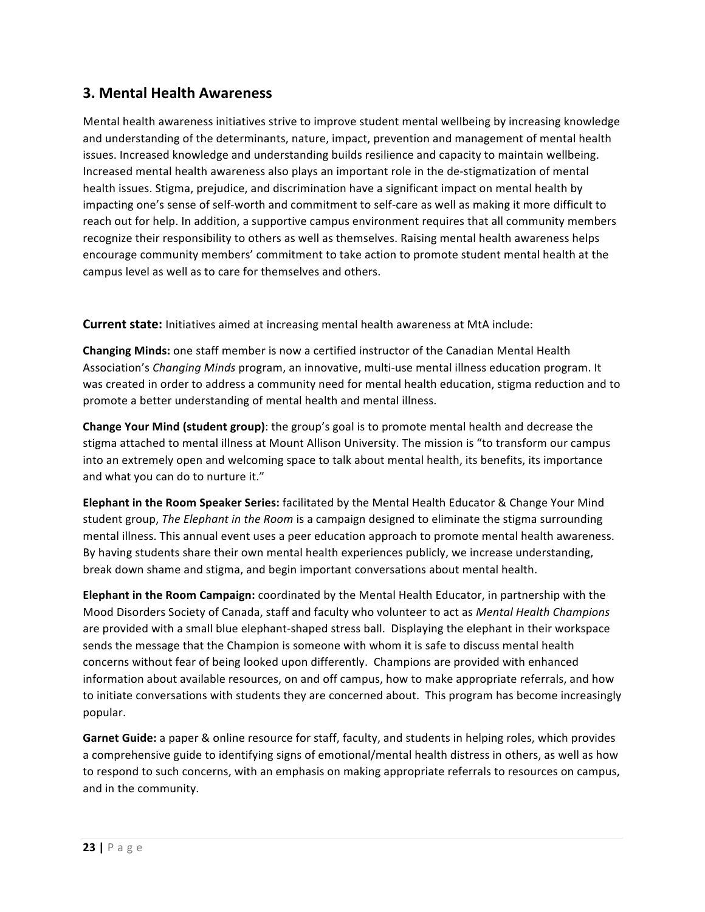## 3. Mental Health Awareness

Mental health awareness initiatives strive to improve student mental wellbeing by increasing knowledge and understanding of the determinants, nature, impact, prevention and management of mental health issues. Increased knowledge and understanding builds resilience and capacity to maintain wellbeing. Increased mental health awareness also plays an important role in the de-stigmatization of mental health issues. Stigma, prejudice, and discrimination have a significant impact on mental health by impacting one's sense of self-worth and commitment to self-care as well as making it more difficult to reach out for help. In addition, a supportive campus environment requires that all community members recognize their responsibility to others as well as themselves. Raising mental health awareness helps encourage community members' commitment to take action to promote student mental health at the campus level as well as to care for themselves and others.

**Current state:** Initiatives aimed at increasing mental health awareness at MtA include:

**Changing Minds:** one staff member is now a certified instructor of the Canadian Mental Health Association's *Changing Minds* program, an innovative, multi-use mental illness education program. It was created in order to address a community need for mental health education, stigma reduction and to promote a better understanding of mental health and mental illness.

**Change Your Mind (student group)**: the group's goal is to promote mental health and decrease the stigma attached to mental illness at Mount Allison University. The mission is "to transform our campus into an extremely open and welcoming space to talk about mental health, its benefits, its importance and what you can do to nurture it."

**Elephant in the Room Speaker Series:** facilitated by the Mental Health Educator & Change Your Mind student group, *The Elephant in the Room* is a campaign designed to eliminate the stigma surrounding mental illness. This annual event uses a peer education approach to promote mental health awareness. By having students share their own mental health experiences publicly, we increase understanding, break down shame and stigma, and begin important conversations about mental health.

**Elephant in the Room Campaign:** coordinated by the Mental Health Educator, in partnership with the Mood Disorders Society of Canada, staff and faculty who volunteer to act as *Mental Health Champions* are provided with a small blue elephant-shaped stress ball. Displaying the elephant in their workspace sends the message that the Champion is someone with whom it is safe to discuss mental health concerns without fear of being looked upon differently. Champions are provided with enhanced information about available resources, on and off campus, how to make appropriate referrals, and how to initiate conversations with students they are concerned about. This program has become increasingly popular.

**Garnet Guide:** a paper & online resource for staff, faculty, and students in helping roles, which provides a comprehensive guide to identifying signs of emotional/mental health distress in others, as well as how to respond to such concerns, with an emphasis on making appropriate referrals to resources on campus, and in the community.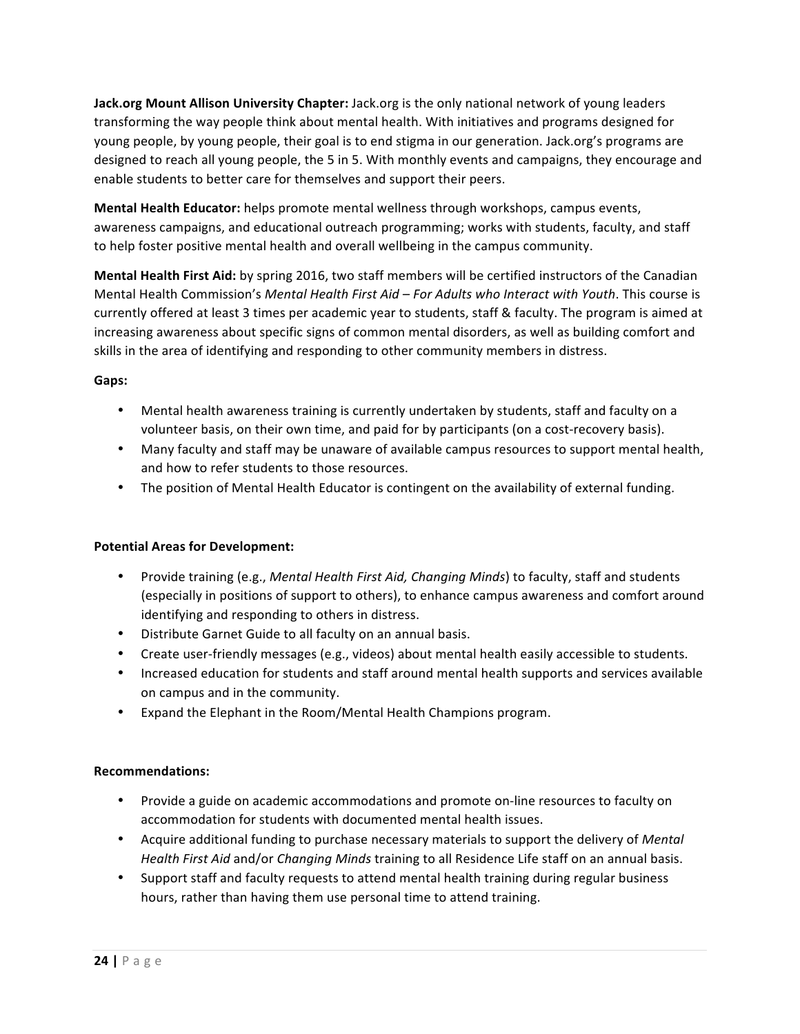**Jack.org Mount Allison University Chapter:** Jack.org is the only national network of young leaders transforming the way people think about mental health. With initiatives and programs designed for young people, by young people, their goal is to end stigma in our generation. Jack.org's programs are designed to reach all young people, the 5 in 5. With monthly events and campaigns, they encourage and enable students to better care for themselves and support their peers.

**Mental Health Educator:** helps promote mental wellness through workshops, campus events, awareness campaigns, and educational outreach programming; works with students, faculty, and staff to help foster positive mental health and overall wellbeing in the campus community.

**Mental Health First Aid:** by spring 2016, two staff members will be certified instructors of the Canadian Mental Health Commission's *Mental Health First Aid – For Adults who Interact with Youth*. This course is currently offered at least 3 times per academic year to students, staff & faculty. The program is aimed at increasing awareness about specific signs of common mental disorders, as well as building comfort and skills in the area of identifying and responding to other community members in distress.

**Gaps:**

- Mental health awareness training is currently undertaken by students, staff and faculty on a volunteer basis, on their own time, and paid for by participants (on a cost-recovery basis).
- Many faculty and staff may be unaware of available campus resources to support mental health, and how to refer students to those resources.
- The position of Mental Health Educator is contingent on the availability of external funding.

**Potential Areas for Development:**

- Provide training (e.g., *Mental Health First Aid, Changing Minds*) to faculty, staff and students (especially in positions of support to others), to enhance campus awareness and comfort around identifying and responding to others in distress.
- Distribute Garnet Guide to all faculty on an annual basis.
- Create user-friendly messages (e.g., videos) about mental health easily accessible to students.
- Increased education for students and staff around mental health supports and services available on campus and in the community.
- Expand the Elephant in the Room/Mental Health Champions program.

**Recommendations:**

- Provide a guide on academic accommodations and promote on-line resources to faculty on accommodation for students with documented mental health issues.
- Acquire additional funding to purchase necessary materials to support the delivery of *Mental Health First Aid* and/or *Changing Minds* training to all Residence Life staff on an annual basis.
- Support staff and faculty requests to attend mental health training during regular business hours, rather than having them use personal time to attend training.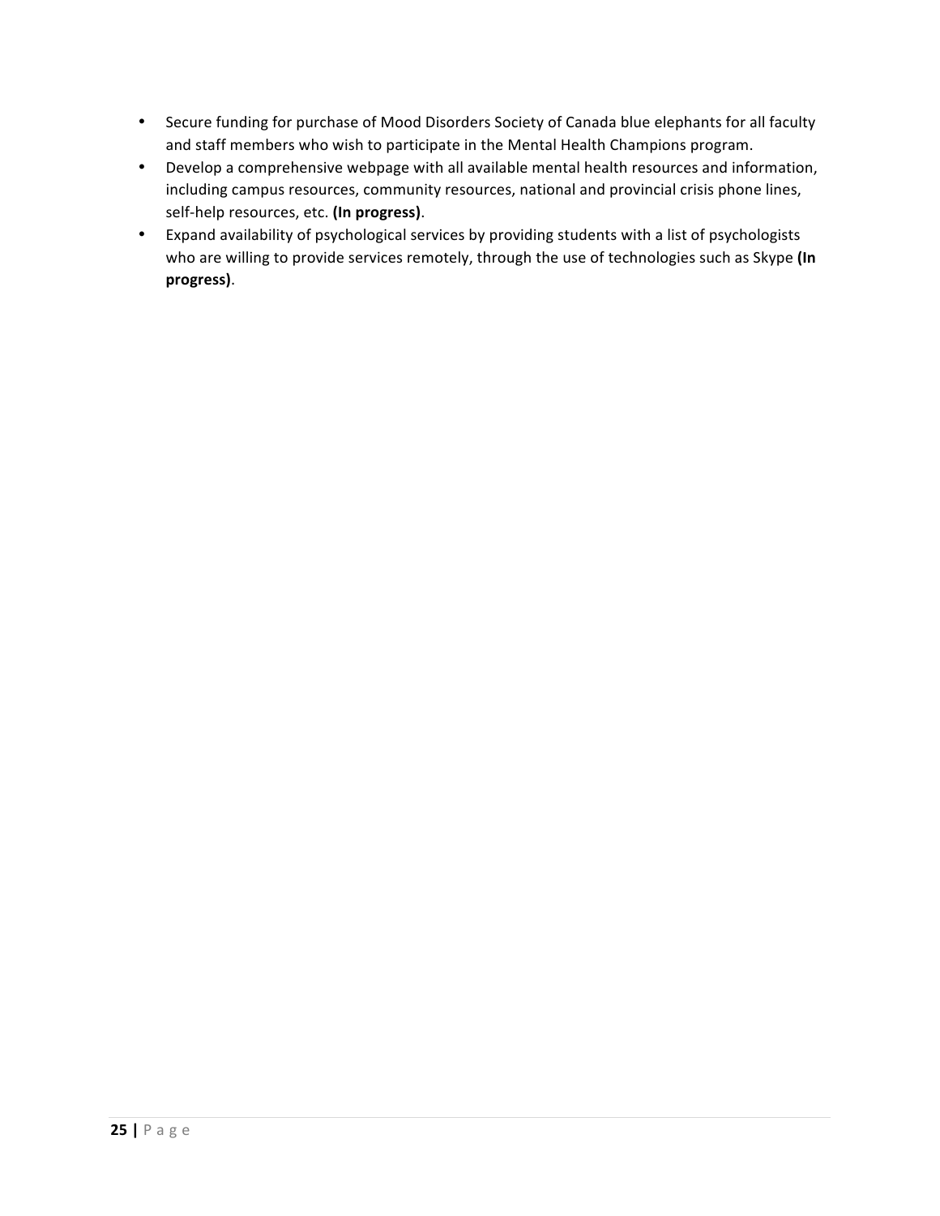- Secure funding for purchase of Mood Disorders Society of Canada blue elephants for all faculty and staff members who wish to participate in the Mental Health Champions program.
- Develop a comprehensive webpage with all available mental health resources and information, including campus resources, community resources, national and provincial crisis phone lines, self-help resources, etc. **(In progress)**.
- Expand availability of psychological services by providing students with a list of psychologists who are willing to provide services remotely, through the use of technologies such as Skype **(In progress)**.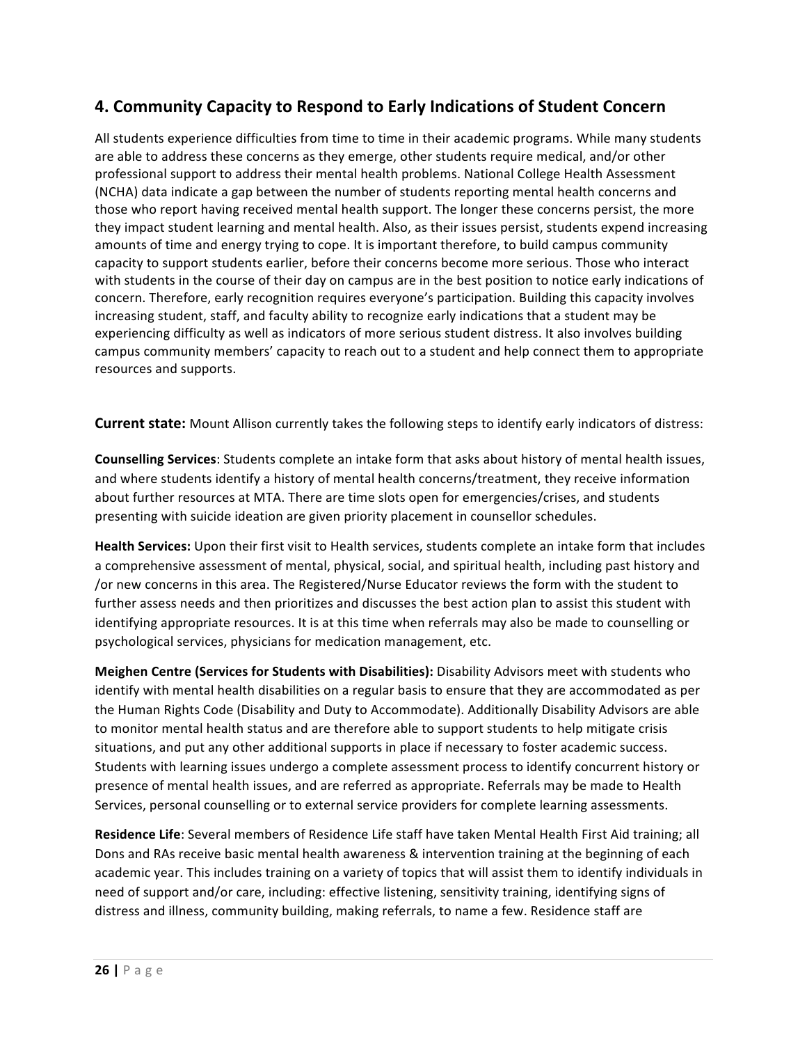## 4. Community Capacity to Respond to Early Indications of Student Concern

All students experience difficulties from time to time in their academic programs. While many students are able to address these concerns as they emerge, other students require medical, and/or other professional support to address their mental health problems. National College Health Assessment (NCHA) data indicate a gap between the number of students reporting mental health concerns and those who report having received mental health support. The longer these concerns persist, the more they impact student learning and mental health. Also, as their issues persist, students expend increasing amounts of time and energy trying to cope. It is important therefore, to build campus community capacity to support students earlier, before their concerns become more serious. Those who interact with students in the course of their day on campus are in the best position to notice early indications of concern. Therefore, early recognition requires everyone's participation. Building this capacity involves increasing student, staff, and faculty ability to recognize early indications that a student may be experiencing difficulty as well as indicators of more serious student distress. It also involves building campus community members' capacity to reach out to a student and help connect them to appropriate resources and supports.

**Current state:** Mount Allison currently takes the following steps to identify early indicators of distress:

**Counselling Services**: Students complete an intake form that asks about history of mental health issues, and where students identify a history of mental health concerns/treatment, they receive information about further resources at MTA. There are time slots open for emergencies/crises, and students presenting with suicide ideation are given priority placement in counsellor schedules.

**Health Services:** Upon their first visit to Health services, students complete an intake form that includes a comprehensive assessment of mental, physical, social, and spiritual health, including past history and /or new concerns in this area. The Registered/Nurse Educator reviews the form with the student to further assess needs and then prioritizes and discusses the best action plan to assist this student with identifying appropriate resources. It is at this time when referrals may also be made to counselling or psychological services, physicians for medication management, etc.

**Meighen Centre (Services for Students with Disabilities):** Disability Advisors meet with students who identify with mental health disabilities on a regular basis to ensure that they are accommodated as per the Human Rights Code (Disability and Duty to Accommodate). Additionally Disability Advisors are able to monitor mental health status and are therefore able to support students to help mitigate crisis situations, and put any other additional supports in place if necessary to foster academic success. Students with learning issues undergo a complete assessment process to identify concurrent history or presence of mental health issues, and are referred as appropriate. Referrals may be made to Health Services, personal counselling or to external service providers for complete learning assessments.

**Residence Life**: Several members of Residence Life staff have taken Mental Health First Aid training; all Dons and RAs receive basic mental health awareness & intervention training at the beginning of each academic year. This includes training on a variety of topics that will assist them to identify individuals in need of support and/or care, including: effective listening, sensitivity training, identifying signs of distress and illness, community building, making referrals, to name a few. Residence staff are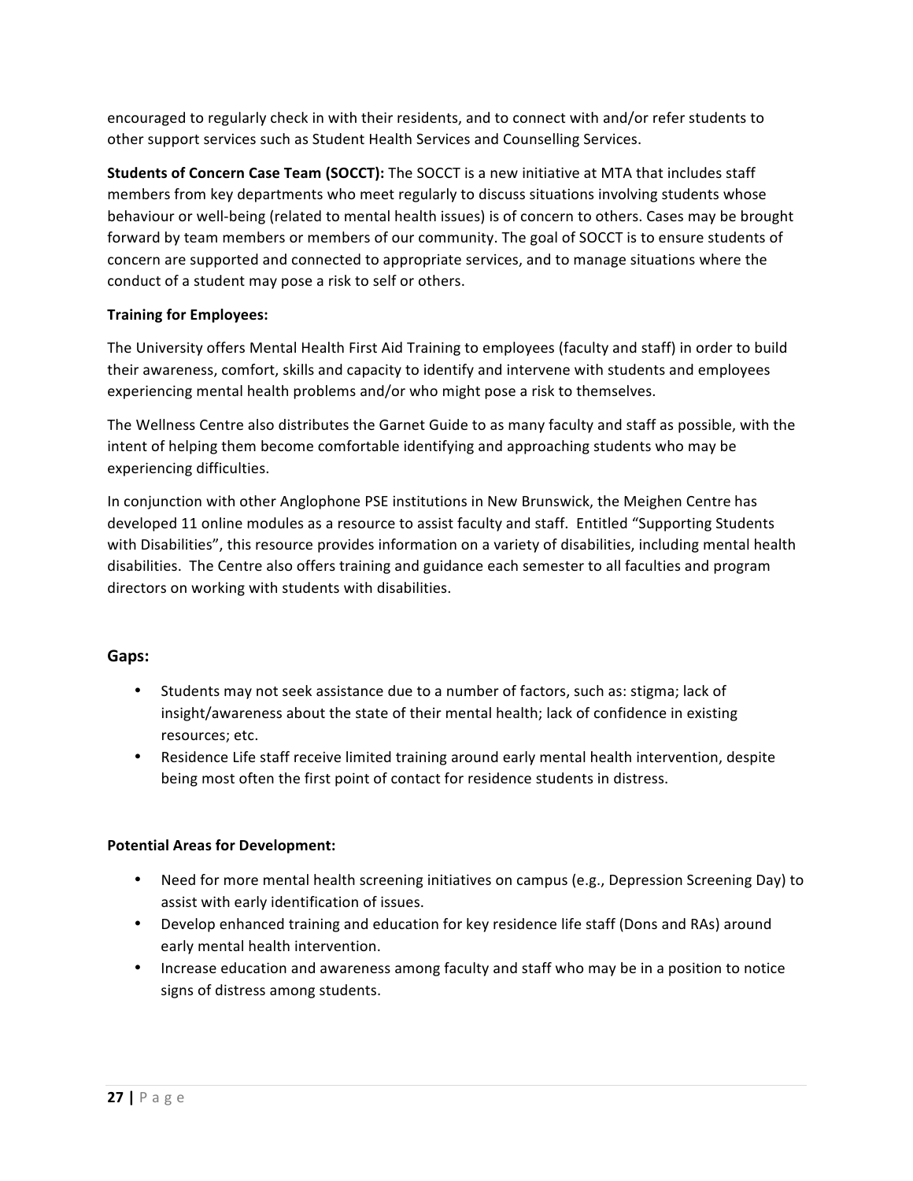encouraged to regularly check in with their residents, and to connect with and/or refer students to other support services such as Student Health Services and Counselling Services.

**Students of Concern Case Team (SOCCT):** The SOCCT is a new initiative at MTA that includes staff members from key departments who meet regularly to discuss situations involving students whose behaviour or well-being (related to mental health issues) is of concern to others. Cases may be brought forward by team members or members of our community. The goal of SOCCT is to ensure students of concern are supported and connected to appropriate services, and to manage situations where the conduct of a student may pose a risk to self or others.

**Training for Employees:**

The University offers Mental Health First Aid Training to employees (faculty and staff) in order to build their awareness, comfort, skills and capacity to identify and intervene with students and employees experiencing mental health problems and/or who might pose a risk to themselves.

The Wellness Centre also distributes the Garnet Guide to as many faculty and staff as possible, with the intent of helping them become comfortable identifying and approaching students who may be experiencing difficulties.

In conjunction with other Anglophone PSE institutions in New Brunswick, the Meighen Centre has developed 11 online modules as a resource to assist faculty and staff. Entitled "Supporting Students with Disabilities", this resource provides information on a variety of disabilities, including mental health disabilities. The Centre also offers training and guidance each semester to all faculties and program directors on working with students with disabilities.

### Gaps:

- Students may not seek assistance due to a number of factors, such as: stigma; lack of insight/awareness about the state of their mental health; lack of confidence in existing resources; etc.
- Residence Life staff receive limited training around early mental health intervention, despite being most often the first point of contact for residence students in distress.

**Potential Areas for Development:**

- Need for more mental health screening initiatives on campus (e.g., Depression Screening Day) to assist with early identification of issues.
- Develop enhanced training and education for key residence life staff (Dons and RAs) around early mental health intervention.
- Increase education and awareness among faculty and staff who may be in a position to notice signs of distress among students.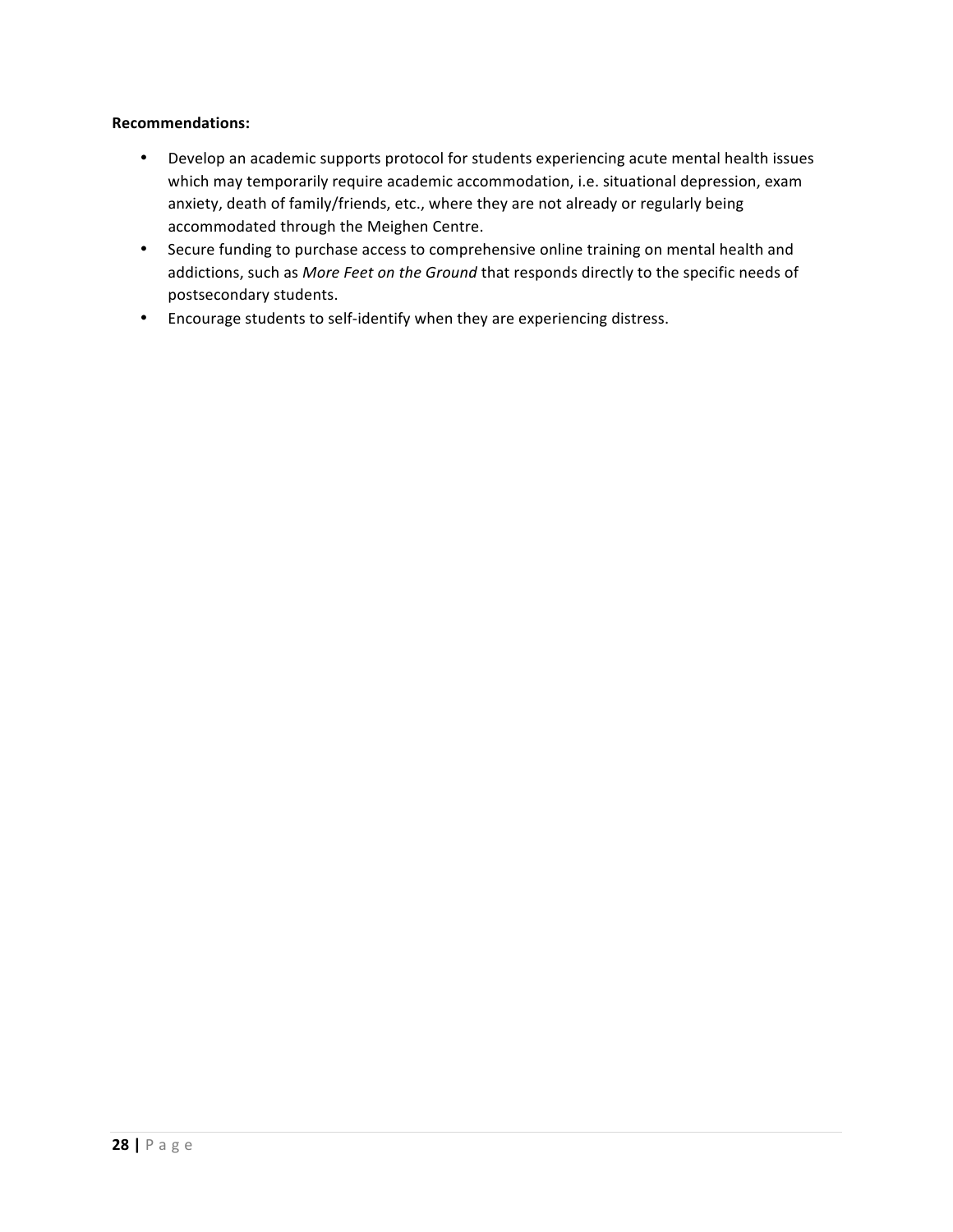**Recommendations:**

- Develop an academic supports protocol for students experiencing acute mental health issues which may temporarily require academic accommodation, i.e. situational depression, exam anxiety, death of family/friends, etc., where they are not already or regularly being accommodated through the Meighen Centre.
- Secure funding to purchase access to comprehensive online training on mental health and addictions, such as *More Feet on the Ground* that responds directly to the specific needs of postsecondary students.
- Encourage students to self-identify when they are experiencing distress.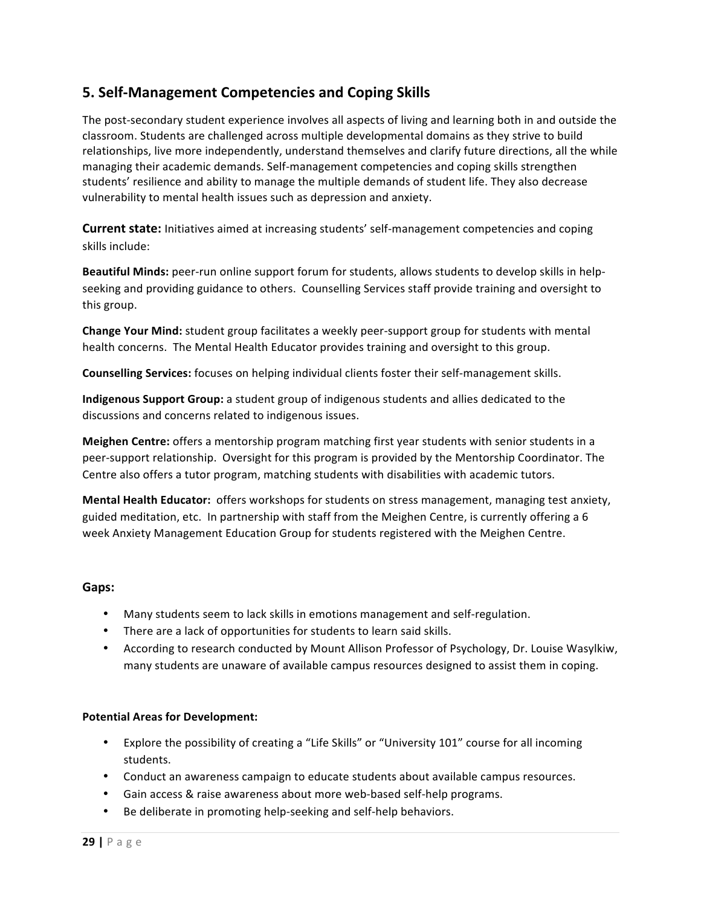## 5. Self-Management Competencies and Coping Skills

The post-secondary student experience involves all aspects of living and learning both in and outside the classroom. Students are challenged across multiple developmental domains as they strive to build relationships, live more independently, understand themselves and clarify future directions, all the while managing their academic demands. Self-management competencies and coping skills strengthen students' resilience and ability to manage the multiple demands of student life. They also decrease vulnerability to mental health issues such as depression and anxiety.

**Current state:** Initiatives aimed at increasing students' self-management competencies and coping skills include:

**Beautiful Minds:** peer-run online support forum for students, allows students to develop skills in help-seeking and providing guidance to others. Counselling Services staff provide training and oversight to this group.

**Change Your Mind:** student group facilitates a weekly peer-support group for students with mental health concerns. The Mental Health Educator provides training and oversight to this group.

**Counselling Services:** focuses on helping individual clients foster their self-management skills.

**Indigenous Support Group:** a student group of indigenous students and allies dedicated to the discussions and concerns related to indigenous issues.

**Meighen Centre:** offers a mentorship program matching first year students with senior students in a peer-support relationship. Oversight for this program is provided by the Mentorship Coordinator. The Centre also offers a tutor program, matching students with disabilities with academic tutors.

**Mental Health Educator:** offers workshops for students on stress management, managing test anxiety, guided meditation, etc. In partnership with staff from the Meighen Centre, is currently offering a 6 week Anxiety Management Education Group for students registered with the Meighen Centre.

### Gaps:

- Many students seem to lack skills in emotions management and self-regulation.
- There are a lack of opportunities for students to learn said skills.
- According to research conducted by Mount Allison Professor of Psychology, Dr. Louise Wasylkiw, many students are unaware of available campus resources designed to assist them in coping.

**Potential Areas for Development:**

- Explore the possibility of creating a "Life Skills" or "University 101" course for all incoming students.
- Conduct an awareness campaign to educate students about available campus resources.
- Gain access & raise awareness about more web-based self-help programs.
- Be deliberate in promoting help-seeking and self-help behaviors.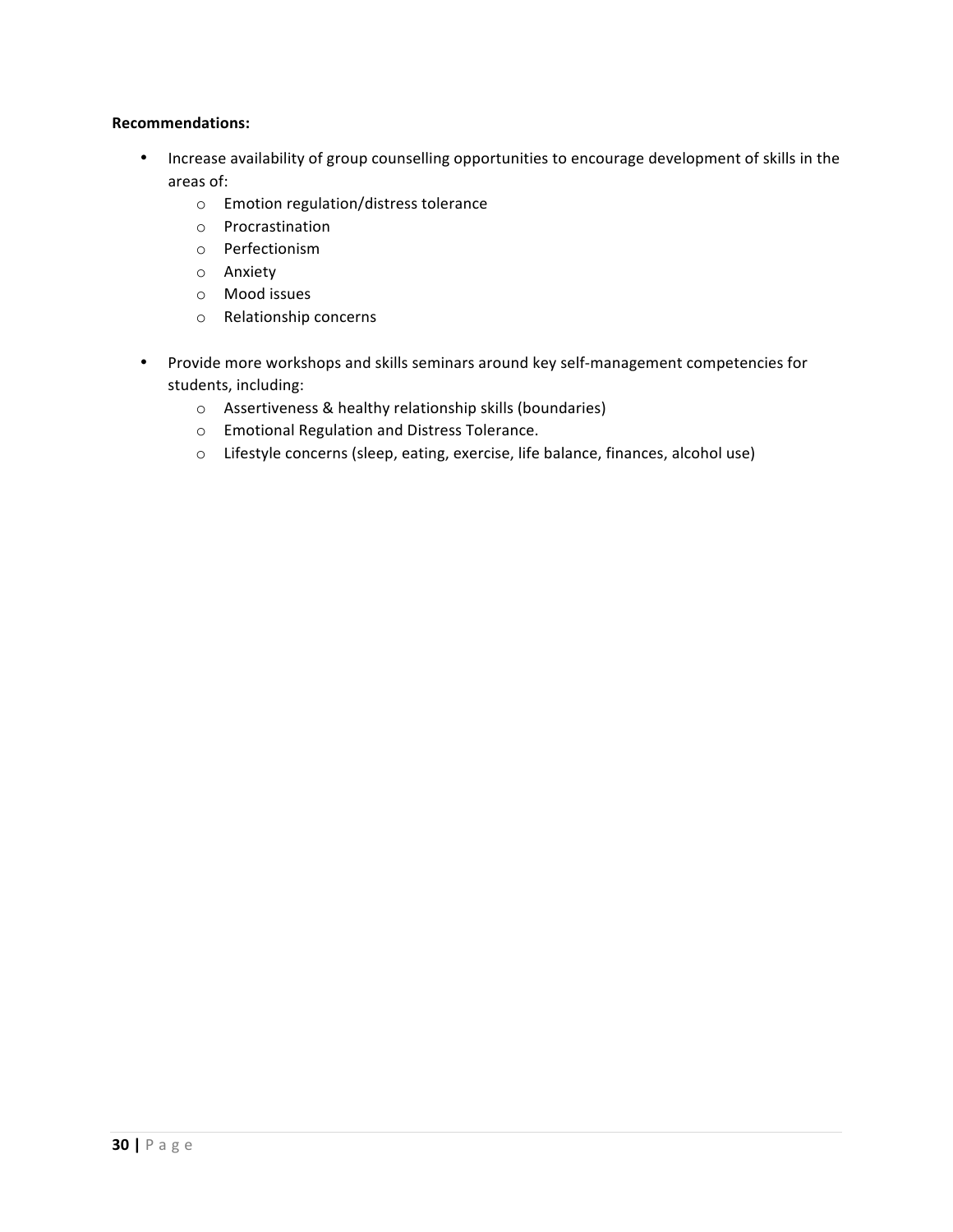**Recommendations:**

- Increase availability of group counselling opportunities to encourage development of skills in the areas of:
  - Emotion regulation/distress tolerance
  - Procrastination
  - Perfectionism
  - Anxiety
  - Mood issues
  - Relationship concerns

- Provide more workshops and skills seminars around key self-management competencies for students, including:
  - Assertiveness & healthy relationship skills (boundaries)
  - Emotional Regulation and Distress Tolerance.
  - Lifestyle concerns (sleep, eating, exercise, life balance, finances, alcohol use)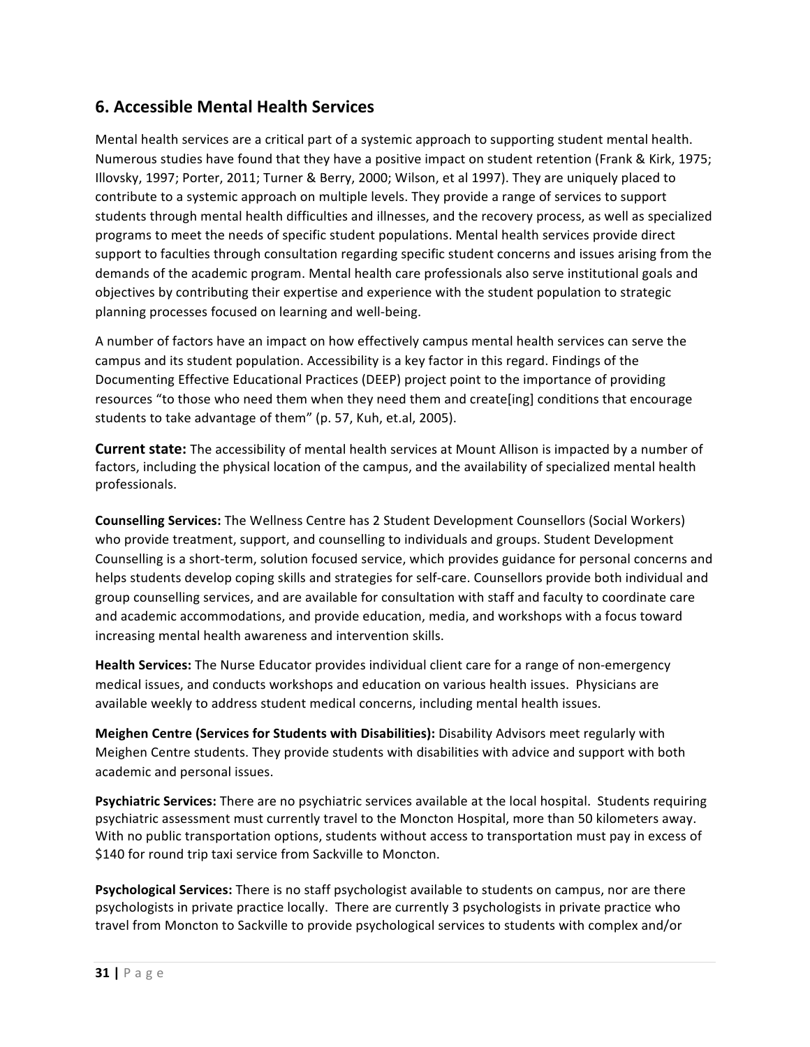## 6. Accessible Mental Health Services

Mental health services are a critical part of a systemic approach to supporting student mental health. Numerous studies have found that they have a positive impact on student retention (Frank & Kirk, 1975; Illovsky, 1997; Porter, 2011; Turner & Berry, 2000; Wilson, et al 1997). They are uniquely placed to contribute to a systemic approach on multiple levels. They provide a range of services to support students through mental health difficulties and illnesses, and the recovery process, as well as specialized programs to meet the needs of specific student populations. Mental health services provide direct support to faculties through consultation regarding specific student concerns and issues arising from the demands of the academic program. Mental health care professionals also serve institutional goals and objectives by contributing their expertise and experience with the student population to strategic planning processes focused on learning and well-being.

A number of factors have an impact on how effectively campus mental health services can serve the campus and its student population. Accessibility is a key factor in this regard. Findings of the Documenting Effective Educational Practices (DEEP) project point to the importance of providing resources "to those who need them when they need them and create[ing] conditions that encourage students to take advantage of them" (p. 57, Kuh, et.al, 2005).

**Current state:** The accessibility of mental health services at Mount Allison is impacted by a number of factors, including the physical location of the campus, and the availability of specialized mental health professionals.

**Counselling Services:** The Wellness Centre has 2 Student Development Counsellors (Social Workers) who provide treatment, support, and counselling to individuals and groups. Student Development Counselling is a short-term, solution focused service, which provides guidance for personal concerns and helps students develop coping skills and strategies for self-care. Counsellors provide both individual and group counselling services, and are available for consultation with staff and faculty to coordinate care and academic accommodations, and provide education, media, and workshops with a focus toward increasing mental health awareness and intervention skills.

**Health Services:** The Nurse Educator provides individual client care for a range of non-emergency medical issues, and conducts workshops and education on various health issues. Physicians are available weekly to address student medical concerns, including mental health issues.

**Meighen Centre (Services for Students with Disabilities):** Disability Advisors meet regularly with Meighen Centre students. They provide students with disabilities with advice and support with both academic and personal issues.

**Psychiatric Services:** There are no psychiatric services available at the local hospital. Students requiring psychiatric assessment must currently travel to the Moncton Hospital, more than 50 kilometers away. With no public transportation options, students without access to transportation must pay in excess of $140 for round trip taxi service from Sackville to Moncton.

**Psychological Services:** There is no staff psychologist available to students on campus, nor are there psychologists in private practice locally. There are currently 3 psychologists in private practice who travel from Moncton to Sackville to provide psychological services to students with complex and/or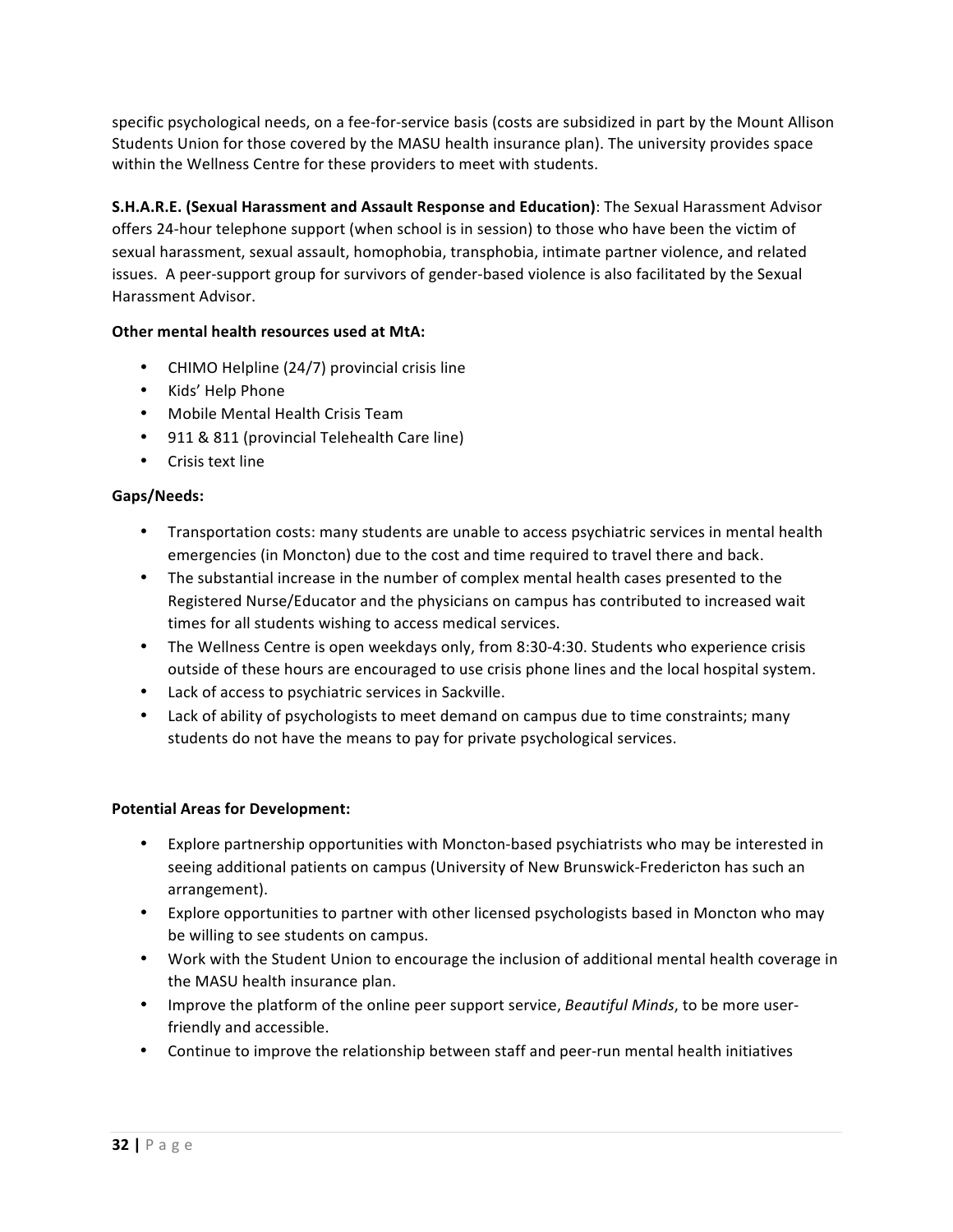specific psychological needs, on a fee-for-service basis (costs are subsidized in part by the Mount Allison Students Union for those covered by the MASU health insurance plan). The university provides space within the Wellness Centre for these providers to meet with students.

**S.H.A.R.E. (Sexual Harassment and Assault Response and Education)**: The Sexual Harassment Advisor offers 24-hour telephone support (when school is in session) to those who have been the victim of sexual harassment, sexual assault, homophobia, transphobia, intimate partner violence, and related issues. A peer-support group for survivors of gender-based violence is also facilitated by the Sexual Harassment Advisor.

**Other mental health resources used at MtA:**

- CHIMO Helpline (24/7) provincial crisis line
- Kids' Help Phone
- Mobile Mental Health Crisis Team
- 911 & 811 (provincial Telehealth Care line)
- Crisis text line

**Gaps/Needs:**

- Transportation costs: many students are unable to access psychiatric services in mental health emergencies (in Moncton) due to the cost and time required to travel there and back.
- The substantial increase in the number of complex mental health cases presented to the Registered Nurse/Educator and the physicians on campus has contributed to increased wait times for all students wishing to access medical services.
- The Wellness Centre is open weekdays only, from 8:30-4:30. Students who experience crisis outside of these hours are encouraged to use crisis phone lines and the local hospital system.
- Lack of access to psychiatric services in Sackville.
- Lack of ability of psychologists to meet demand on campus due to time constraints; many students do not have the means to pay for private psychological services.

**Potential Areas for Development:**

- Explore partnership opportunities with Moncton-based psychiatrists who may be interested in seeing additional patients on campus (University of New Brunswick-Fredericton has such an arrangement).
- Explore opportunities to partner with other licensed psychologists based in Moncton who may be willing to see students on campus.
- Work with the Student Union to encourage the inclusion of additional mental health coverage in the MASU health insurance plan.
- Improve the platform of the online peer support service, *Beautiful Minds*, to be more user-friendly and accessible.
- Continue to improve the relationship between staff and peer-run mental health initiatives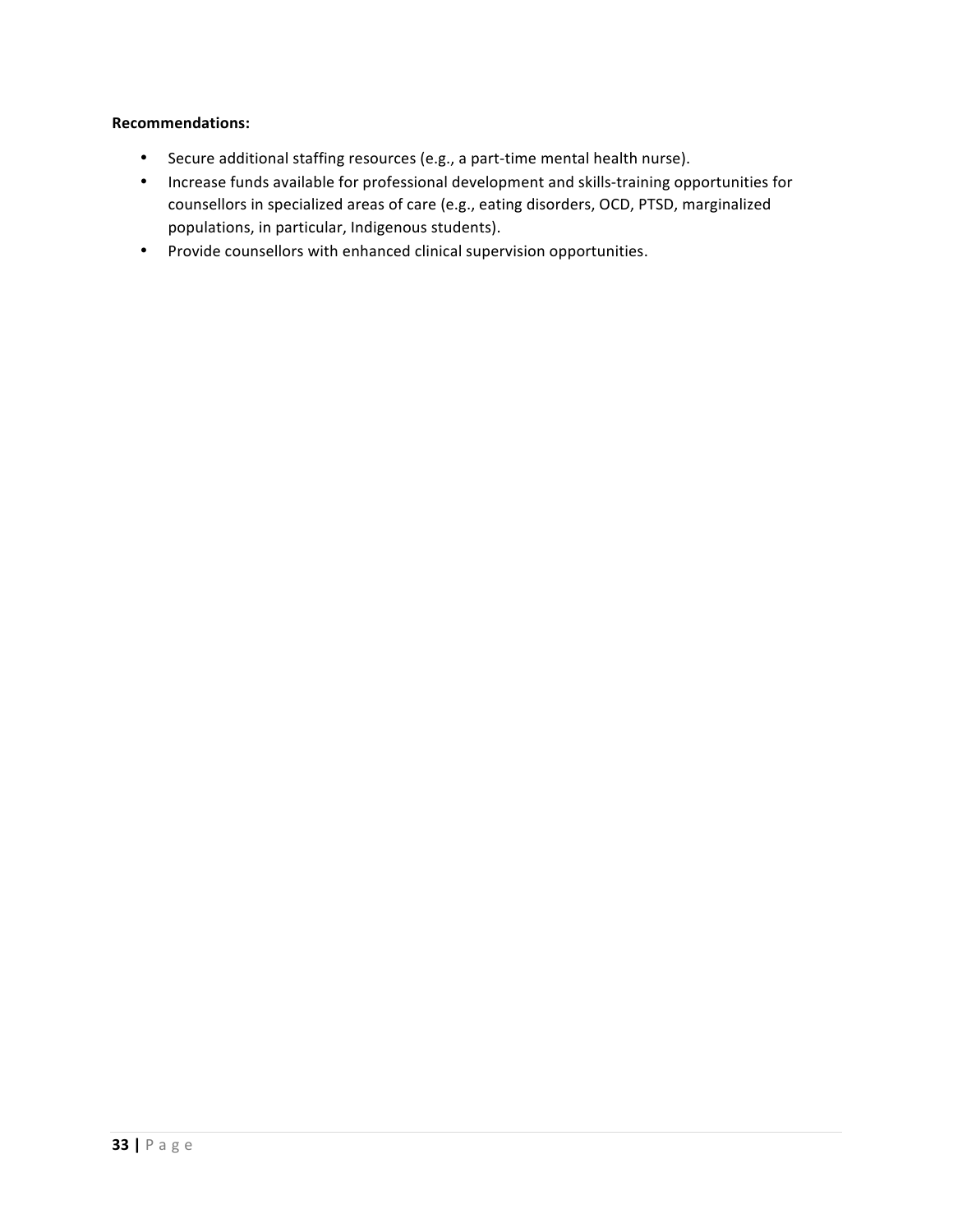**Recommendations:**

- Secure additional staffing resources (e.g., a part-time mental health nurse).
- Increase funds available for professional development and skills-training opportunities for counsellors in specialized areas of care (e.g., eating disorders, OCD, PTSD, marginalized populations, in particular, Indigenous students).
- Provide counsellors with enhanced clinical supervision opportunities.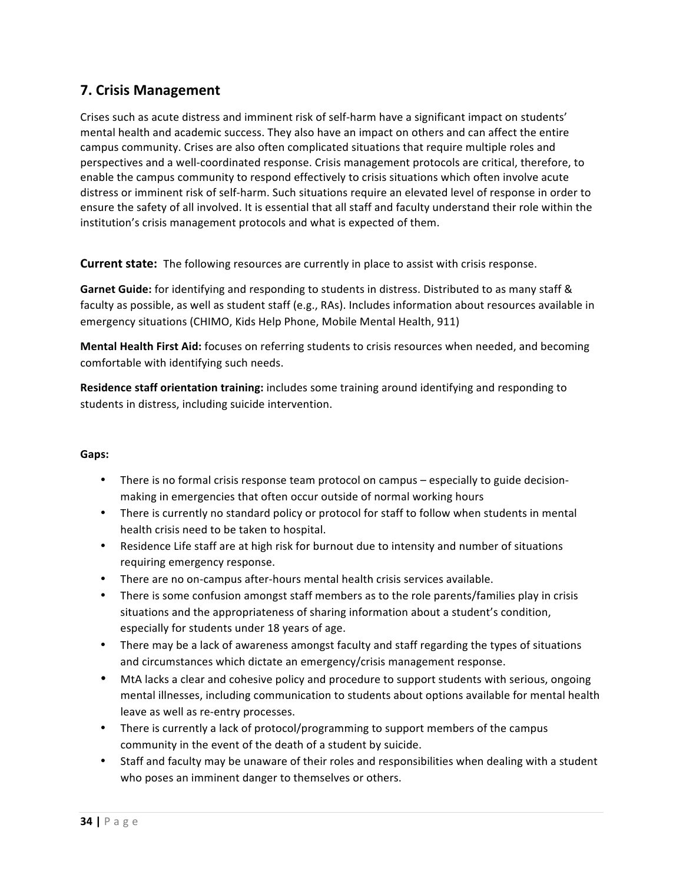## 7. Crisis Management

Crises such as acute distress and imminent risk of self-harm have a significant impact on students' mental health and academic success. They also have an impact on others and can affect the entire campus community. Crises are also often complicated situations that require multiple roles and perspectives and a well-coordinated response. Crisis management protocols are critical, therefore, to enable the campus community to respond effectively to crisis situations which often involve acute distress or imminent risk of self-harm. Such situations require an elevated level of response in order to ensure the safety of all involved. It is essential that all staff and faculty understand their role within the institution's crisis management protocols and what is expected of them.

**Current state:** The following resources are currently in place to assist with crisis response.

**Garnet Guide:** for identifying and responding to students in distress. Distributed to as many staff & faculty as possible, as well as student staff (e.g., RAs). Includes information about resources available in emergency situations (CHIMO, Kids Help Phone, Mobile Mental Health, 911)

**Mental Health First Aid:** focuses on referring students to crisis resources when needed, and becoming comfortable with identifying such needs.

**Residence staff orientation training:** includes some training around identifying and responding to students in distress, including suicide intervention.

**Gaps:**

- There is no formal crisis response team protocol on campus – especially to guide decision-making in emergencies that often occur outside of normal working hours
- There is currently no standard policy or protocol for staff to follow when students in mental health crisis need to be taken to hospital.
- Residence Life staff are at high risk for burnout due to intensity and number of situations requiring emergency response.
- There are no on-campus after-hours mental health crisis services available.
- There is some confusion amongst staff members as to the role parents/families play in crisis situations and the appropriateness of sharing information about a student's condition, especially for students under 18 years of age.
- There may be a lack of awareness amongst faculty and staff regarding the types of situations and circumstances which dictate an emergency/crisis management response.
- MtA lacks a clear and cohesive policy and procedure to support students with serious, ongoing mental illnesses, including communication to students about options available for mental health leave as well as re-entry processes.
- There is currently a lack of protocol/programming to support members of the campus community in the event of the death of a student by suicide.
- Staff and faculty may be unaware of their roles and responsibilities when dealing with a student who poses an imminent danger to themselves or others.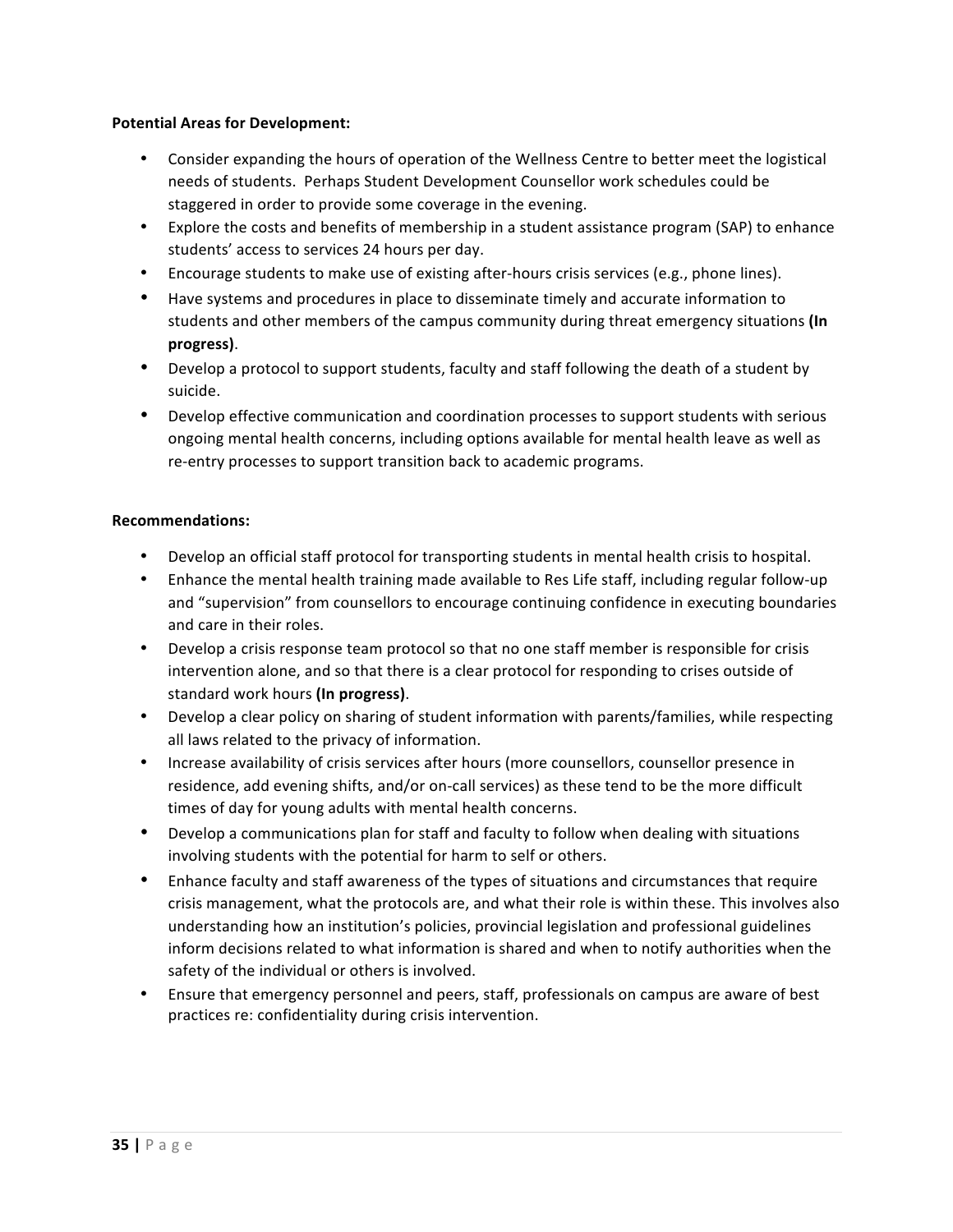**Potential Areas for Development:**

- Consider expanding the hours of operation of the Wellness Centre to better meet the logistical needs of students. Perhaps Student Development Counsellor work schedules could be staggered in order to provide some coverage in the evening.
- Explore the costs and benefits of membership in a student assistance program (SAP) to enhance students' access to services 24 hours per day.
- Encourage students to make use of existing after-hours crisis services (e.g., phone lines).
- Have systems and procedures in place to disseminate timely and accurate information to students and other members of the campus community during threat emergency situations **(In progress)**.
- Develop a protocol to support students, faculty and staff following the death of a student by suicide.
- Develop effective communication and coordination processes to support students with serious ongoing mental health concerns, including options available for mental health leave as well as re-entry processes to support transition back to academic programs.

**Recommendations:**

- Develop an official staff protocol for transporting students in mental health crisis to hospital.
- Enhance the mental health training made available to Res Life staff, including regular follow-up and "supervision" from counsellors to encourage continuing confidence in executing boundaries and care in their roles.
- Develop a crisis response team protocol so that no one staff member is responsible for crisis intervention alone, and so that there is a clear protocol for responding to crises outside of standard work hours **(In progress)**.
- Develop a clear policy on sharing of student information with parents/families, while respecting all laws related to the privacy of information.
- Increase availability of crisis services after hours (more counsellors, counsellor presence in residence, add evening shifts, and/or on-call services) as these tend to be the more difficult times of day for young adults with mental health concerns.
- Develop a communications plan for staff and faculty to follow when dealing with situations involving students with the potential for harm to self or others.
- Enhance faculty and staff awareness of the types of situations and circumstances that require crisis management, what the protocols are, and what their role is within these. This involves also understanding how an institution's policies, provincial legislation and professional guidelines inform decisions related to what information is shared and when to notify authorities when the safety of the individual or others is involved.
- Ensure that emergency personnel and peers, staff, professionals on campus are aware of best practices re: confidentiality during crisis intervention.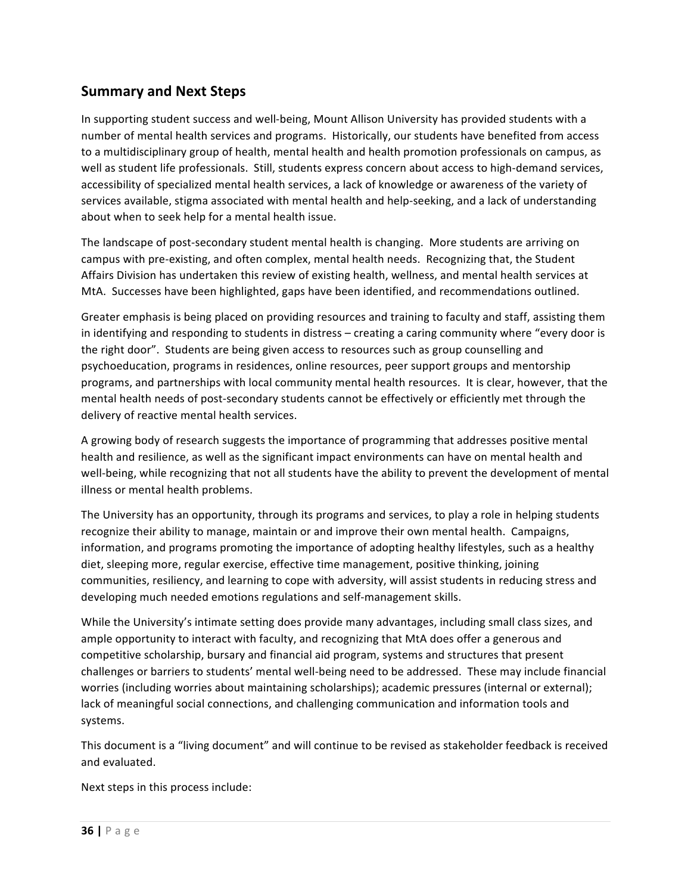## Summary and Next Steps

In supporting student success and well-being, Mount Allison University has provided students with a number of mental health services and programs. Historically, our students have benefited from access to a multidisciplinary group of health, mental health and health promotion professionals on campus, as well as student life professionals. Still, students express concern about access to high-demand services, accessibility of specialized mental health services, a lack of knowledge or awareness of the variety of services available, stigma associated with mental health and help-seeking, and a lack of understanding about when to seek help for a mental health issue.

The landscape of post-secondary student mental health is changing. More students are arriving on campus with pre-existing, and often complex, mental health needs. Recognizing that, the Student Affairs Division has undertaken this review of existing health, wellness, and mental health services at MtA. Successes have been highlighted, gaps have been identified, and recommendations outlined.

Greater emphasis is being placed on providing resources and training to faculty and staff, assisting them in identifying and responding to students in distress – creating a caring community where "every door is the right door". Students are being given access to resources such as group counselling and psychoeducation, programs in residences, online resources, peer support groups and mentorship programs, and partnerships with local community mental health resources. It is clear, however, that the mental health needs of post-secondary students cannot be effectively or efficiently met through the delivery of reactive mental health services.

A growing body of research suggests the importance of programming that addresses positive mental health and resilience, as well as the significant impact environments can have on mental health and well-being, while recognizing that not all students have the ability to prevent the development of mental illness or mental health problems.

The University has an opportunity, through its programs and services, to play a role in helping students recognize their ability to manage, maintain or and improve their own mental health. Campaigns, information, and programs promoting the importance of adopting healthy lifestyles, such as a healthy diet, sleeping more, regular exercise, effective time management, positive thinking, joining communities, resiliency, and learning to cope with adversity, will assist students in reducing stress and developing much needed emotions regulations and self-management skills.

While the University's intimate setting does provide many advantages, including small class sizes, and ample opportunity to interact with faculty, and recognizing that MtA does offer a generous and competitive scholarship, bursary and financial aid program, systems and structures that present challenges or barriers to students' mental well-being need to be addressed. These may include financial worries (including worries about maintaining scholarships); academic pressures (internal or external); lack of meaningful social connections, and challenging communication and information tools and systems.

This document is a "living document" and will continue to be revised as stakeholder feedback is received and evaluated.

Next steps in this process include: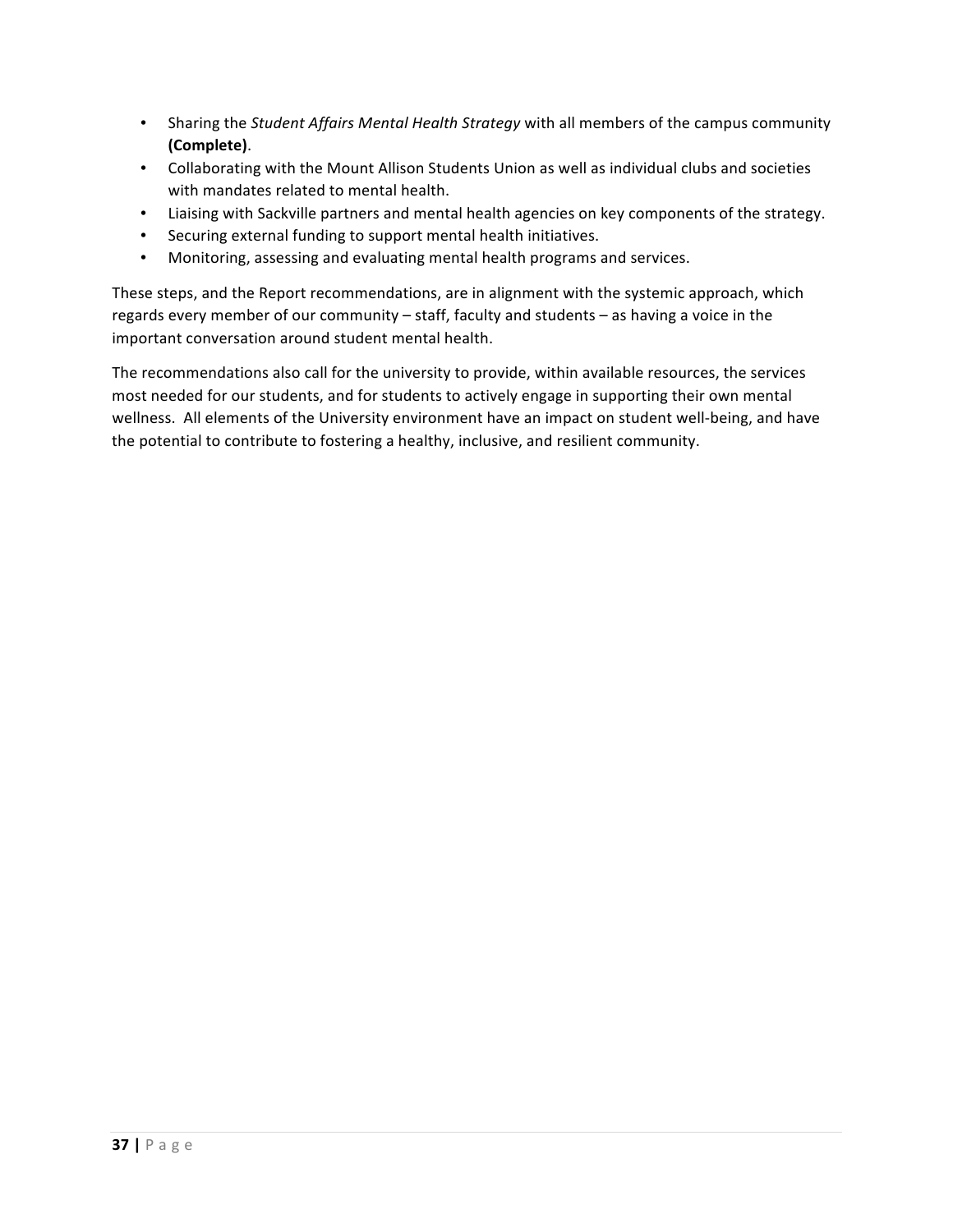- Sharing the *Student Affairs Mental Health Strategy* with all members of the campus community **(Complete)**.
- Collaborating with the Mount Allison Students Union as well as individual clubs and societies with mandates related to mental health.
- Liaising with Sackville partners and mental health agencies on key components of the strategy.
- Securing external funding to support mental health initiatives.
- Monitoring, assessing and evaluating mental health programs and services.

These steps, and the Report recommendations, are in alignment with the systemic approach, which regards every member of our community – staff, faculty and students – as having a voice in the important conversation around student mental health.

The recommendations also call for the university to provide, within available resources, the services most needed for our students, and for students to actively engage in supporting their own mental wellness. All elements of the University environment have an impact on student well-being, and have the potential to contribute to fostering a healthy, inclusive, and resilient community.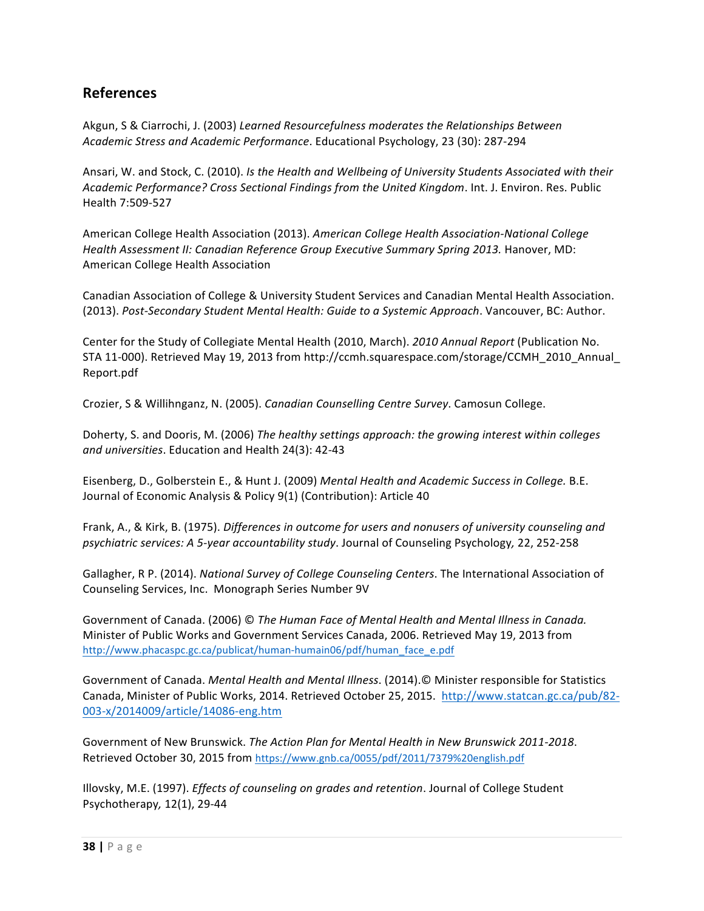## References

Akgun, S & Ciarrochi, J. (2003) *Learned Resourcefulness moderates the Relationships Between Academic Stress and Academic Performance*. Educational Psychology, 23 (30): 287-294

Ansari, W. and Stock, C. (2010). *Is the Health and Wellbeing of University Students Associated with their Academic Performance? Cross Sectional Findings from the United Kingdom*. Int. J. Environ. Res. Public Health 7:509-527

American College Health Association (2013). *American College Health Association-National College Health Assessment II: Canadian Reference Group Executive Summary Spring 2013.* Hanover, MD: American College Health Association

Canadian Association of College & University Student Services and Canadian Mental Health Association. (2013). *Post-Secondary Student Mental Health: Guide to a Systemic Approach*. Vancouver, BC: Author.

Center for the Study of Collegiate Mental Health (2010, March). *2010 Annual Report* (Publication No. STA 11-000). Retrieved May 19, 2013 from http://ccmh.squarespace.com/storage/CCMH_2010_Annual_Report.pdf

Crozier, S & Willihnganz, N. (2005). *Canadian Counselling Centre Survey*. Camosun College.

Doherty, S. and Dooris, M. (2006) *The healthy settings approach: the growing interest within colleges and universities*. Education and Health 24(3): 42-43

Eisenberg, D., Golberstein E., & Hunt J. (2009) *Mental Health and Academic Success in College.* B.E. Journal of Economic Analysis & Policy 9(1) (Contribution): Article 40

Frank, A., & Kirk, B. (1975). *Differences in outcome for users and nonusers of university counseling and psychiatric services: A 5-year accountability study*. Journal of Counseling Psychology*,* 22, 252-258

Gallagher, R P. (2014). *National Survey of College Counseling Centers*. The International Association of Counseling Services, Inc. Monograph Series Number 9V

Government of Canada. (2006) © *The Human Face of Mental Health and Mental Illness in Canada.* Minister of Public Works and Government Services Canada, 2006. Retrieved May 19, 2013 from http://www.phacaspc.gc.ca/publicat/human-humain06/pdf/human_face_e.pdf

Government of Canada. *Mental Health and Mental Illness*. (2014).© Minister responsible for Statistics Canada, Minister of Public Works, 2014. Retrieved October 25, 2015. http://www.statcan.gc.ca/pub/82-003-x/2014009/article/14086-eng.htm

Government of New Brunswick. *The Action Plan for Mental Health in New Brunswick 2011-2018*. Retrieved October 30, 2015 from https://www.gnb.ca/0055/pdf/2011/7379%20english.pdf

Illovsky, M.E. (1997). *Effects of counseling on grades and retention*. Journal of College Student Psychotherapy*,* 12(1), 29-44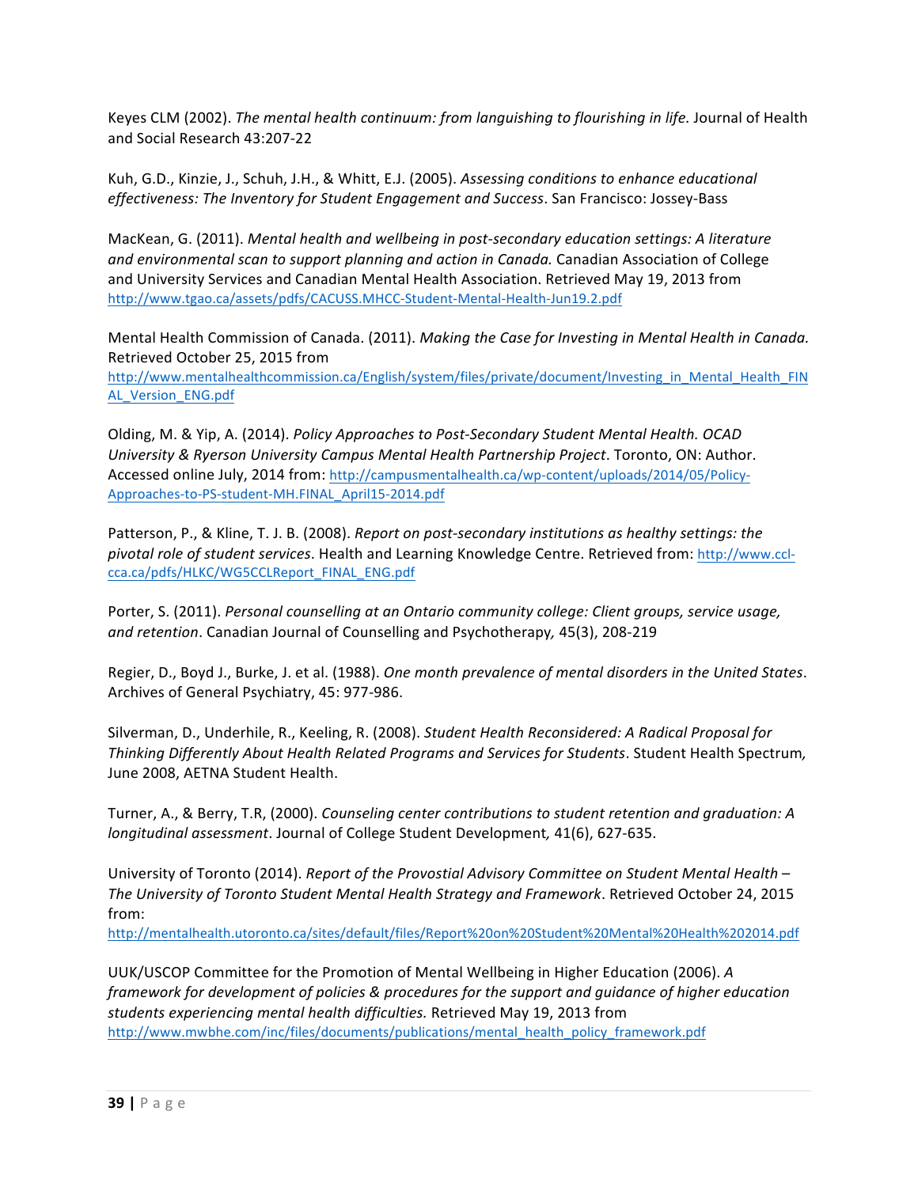Keyes CLM (2002). *The mental health continuum: from languishing to flourishing in life.* Journal of Health and Social Research 43:207-22

Kuh, G.D., Kinzie, J., Schuh, J.H., & Whitt, E.J. (2005). *Assessing conditions to enhance educational effectiveness: The Inventory for Student Engagement and Success*. San Francisco: Jossey-Bass

MacKean, G. (2011). *Mental health and wellbeing in post-secondary education settings: A literature and environmental scan to support planning and action in Canada.* Canadian Association of College and University Services and Canadian Mental Health Association. Retrieved May 19, 2013 from http://www.tgao.ca/assets/pdfs/CACUSS.MHCC-Student-Mental-Health-Jun19.2.pdf

Mental Health Commission of Canada. (2011). *Making the Case for Investing in Mental Health in Canada.* Retrieved October 25, 2015 from http://www.mentalhealthcommission.ca/English/system/files/private/document/Investing_in_Mental_Health_FINAL_Version_ENG.pdf

Olding, M. & Yip, A. (2014). *Policy Approaches to Post-Secondary Student Mental Health. OCAD University & Ryerson University Campus Mental Health Partnership Project*. Toronto, ON: Author. Accessed online July, 2014 from: http://campusmentalhealth.ca/wp-content/uploads/2014/05/Policy-Approaches-to-PS-student-MH.FINAL_April15-2014.pdf

Patterson, P., & Kline, T. J. B. (2008). *Report on post-secondary institutions as healthy settings: the pivotal role of student services*. Health and Learning Knowledge Centre. Retrieved from: http://www.ccl-cca.ca/pdfs/HLKC/WG5CCLReport_FINAL_ENG.pdf

Porter, S. (2011). *Personal counselling at an Ontario community college: Client groups, service usage, and retention*. Canadian Journal of Counselling and Psychotherapy*,* 45(3), 208-219

Regier, D., Boyd J., Burke, J. et al. (1988). *One month prevalence of mental disorders in the United States*. Archives of General Psychiatry, 45: 977-986.

Silverman, D., Underhile, R., Keeling, R. (2008). *Student Health Reconsidered: A Radical Proposal for Thinking Differently About Health Related Programs and Services for Students*. Student Health Spectrum*,* June 2008, AETNA Student Health.

Turner, A., & Berry, T.R, (2000). *Counseling center contributions to student retention and graduation: A longitudinal assessment*. Journal of College Student Development*,* 41(6), 627-635.

University of Toronto (2014). *Report of the Provostial Advisory Committee on Student Mental Health – The University of Toronto Student Mental Health Strategy and Framework*. Retrieved October 24, 2015 from: http://mentalhealth.utoronto.ca/sites/default/files/Report%20on%20Student%20Mental%20Health%202014.pdf

UUK/USCOP Committee for the Promotion of Mental Wellbeing in Higher Education (2006). *A framework for development of policies & procedures for the support and guidance of higher education students experiencing mental health difficulties.* Retrieved May 19, 2013 from http://www.mwbhe.com/inc/files/documents/publications/mental_health_policy_framework.pdf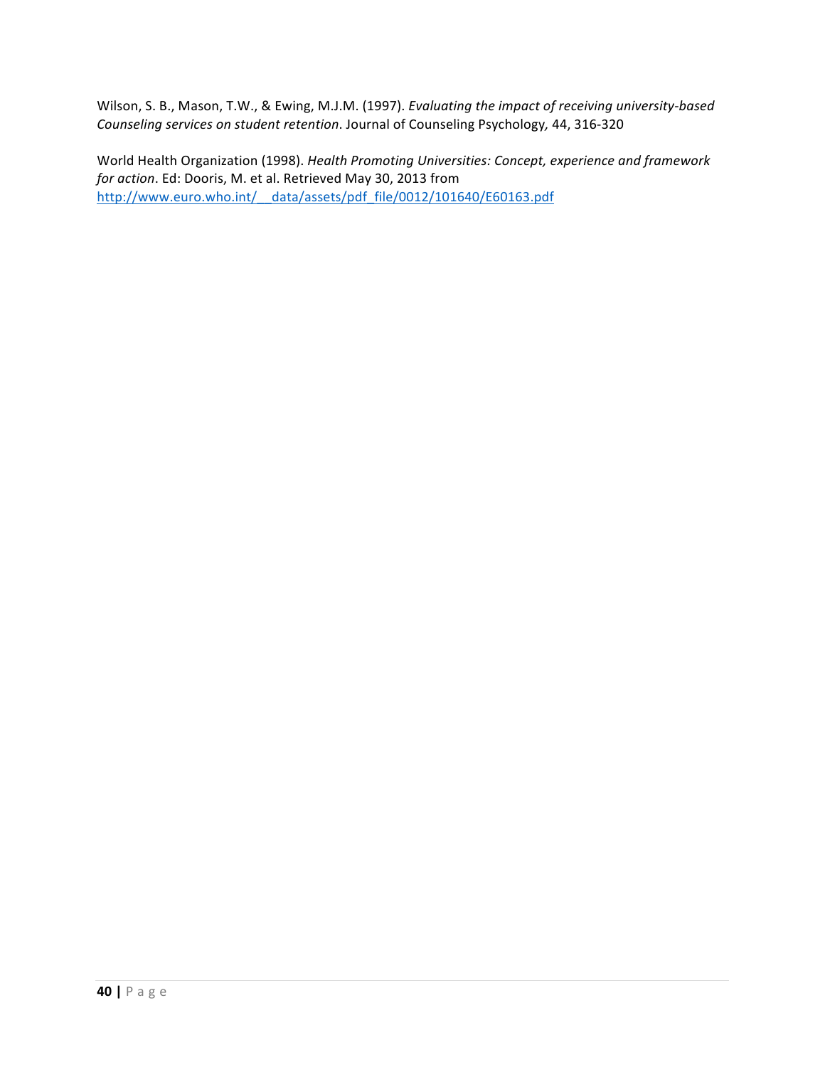Wilson, S. B., Mason, T.W., & Ewing, M.J.M. (1997). *Evaluating the impact of receiving university-based Counseling services on student retention*. Journal of Counseling Psychology, 44, 316-320

World Health Organization (1998). *Health Promoting Universities: Concept, experience and framework for action*. Ed: Dooris, M. et al. Retrieved May 30, 2013 from http://www.euro.who.int/__data/assets/pdf_file/0012/101640/E60163.pdf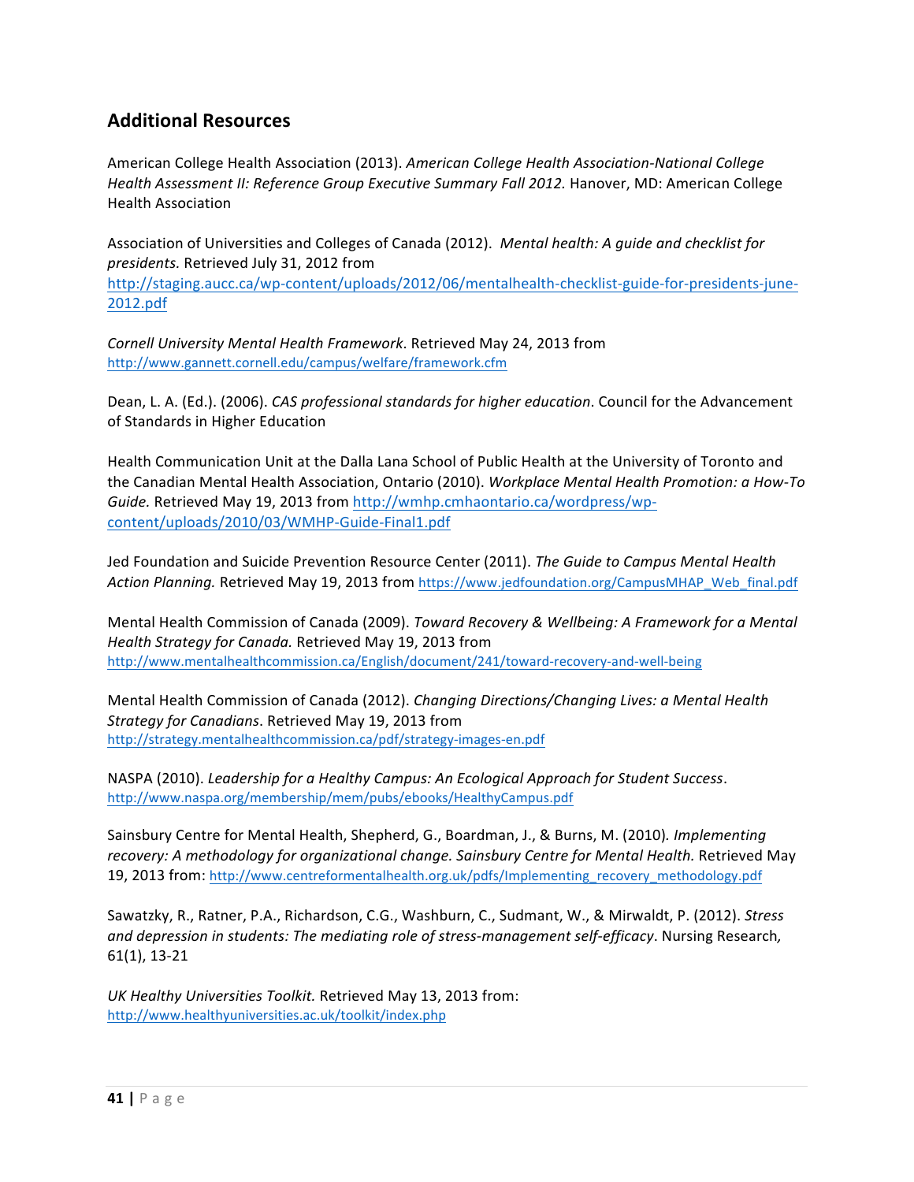## Additional Resources

American College Health Association (2013). *American College Health Association-National College Health Assessment II: Reference Group Executive Summary Fall 2012.* Hanover, MD: American College Health Association

Association of Universities and Colleges of Canada (2012). *Mental health: A guide and checklist for presidents.* Retrieved July 31, 2012 from http://staging.aucc.ca/wp-content/uploads/2012/06/mentalhealth-checklist-guide-for-presidents-june-2012.pdf

*Cornell University Mental Health Framework*. Retrieved May 24, 2013 from http://www.gannett.cornell.edu/campus/welfare/framework.cfm

Dean, L. A. (Ed.). (2006). *CAS professional standards for higher education*. Council for the Advancement of Standards in Higher Education

Health Communication Unit at the Dalla Lana School of Public Health at the University of Toronto and the Canadian Mental Health Association, Ontario (2010). *Workplace Mental Health Promotion: a How-To Guide.* Retrieved May 19, 2013 from http://wmhp.cmhaontario.ca/wordpress/wp-content/uploads/2010/03/WMHP-Guide-Final1.pdf

Jed Foundation and Suicide Prevention Resource Center (2011). *The Guide to Campus Mental Health Action Planning.* Retrieved May 19, 2013 from https://www.jedfoundation.org/CampusMHAP_Web_final.pdf

Mental Health Commission of Canada (2009). *Toward Recovery & Wellbeing: A Framework for a Mental Health Strategy for Canada.* Retrieved May 19, 2013 from http://www.mentalhealthcommission.ca/English/document/241/toward-recovery-and-well-being

Mental Health Commission of Canada (2012). *Changing Directions/Changing Lives: a Mental Health Strategy for Canadians*. Retrieved May 19, 2013 from http://strategy.mentalhealthcommission.ca/pdf/strategy-images-en.pdf

NASPA (2010). *Leadership for a Healthy Campus: An Ecological Approach for Student Success*. http://www.naspa.org/membership/mem/pubs/ebooks/HealthyCampus.pdf

Sainsbury Centre for Mental Health, Shepherd, G., Boardman, J., & Burns, M. (2010)*. Implementing recovery: A methodology for organizational change. Sainsbury Centre for Mental Health.* Retrieved May 19, 2013 from: http://www.centreformentalhealth.org.uk/pdfs/Implementing_recovery_methodology.pdf

Sawatzky, R., Ratner, P.A., Richardson, C.G., Washburn, C., Sudmant, W., & Mirwaldt, P. (2012). *Stress and depression in students: The mediating role of stress-management self-efficacy*. Nursing Research*,* 61(1), 13-21

*UK Healthy Universities Toolkit.* Retrieved May 13, 2013 from: http://www.healthyuniversities.ac.uk/toolkit/index.php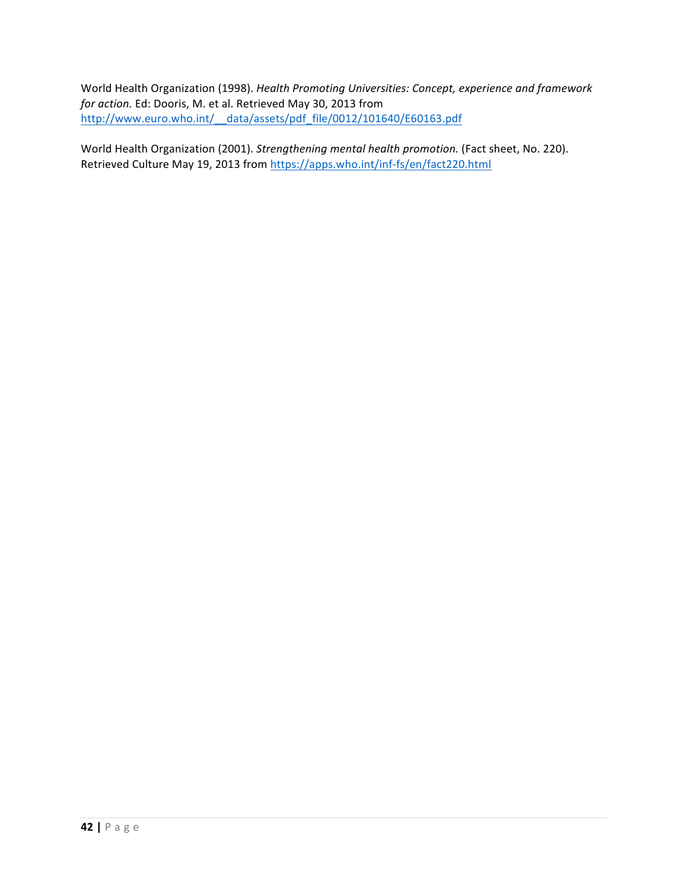World Health Organization (1998). *Health Promoting Universities: Concept, experience and framework for action.* Ed: Dooris, M. et al. Retrieved May 30, 2013 from http://www.euro.who.int/__data/assets/pdf_file/0012/101640/E60163.pdf

World Health Organization (2001). *Strengthening mental health promotion.* (Fact sheet, No. 220). Retrieved Culture May 19, 2013 from https://apps.who.int/inf-fs/en/fact220.html